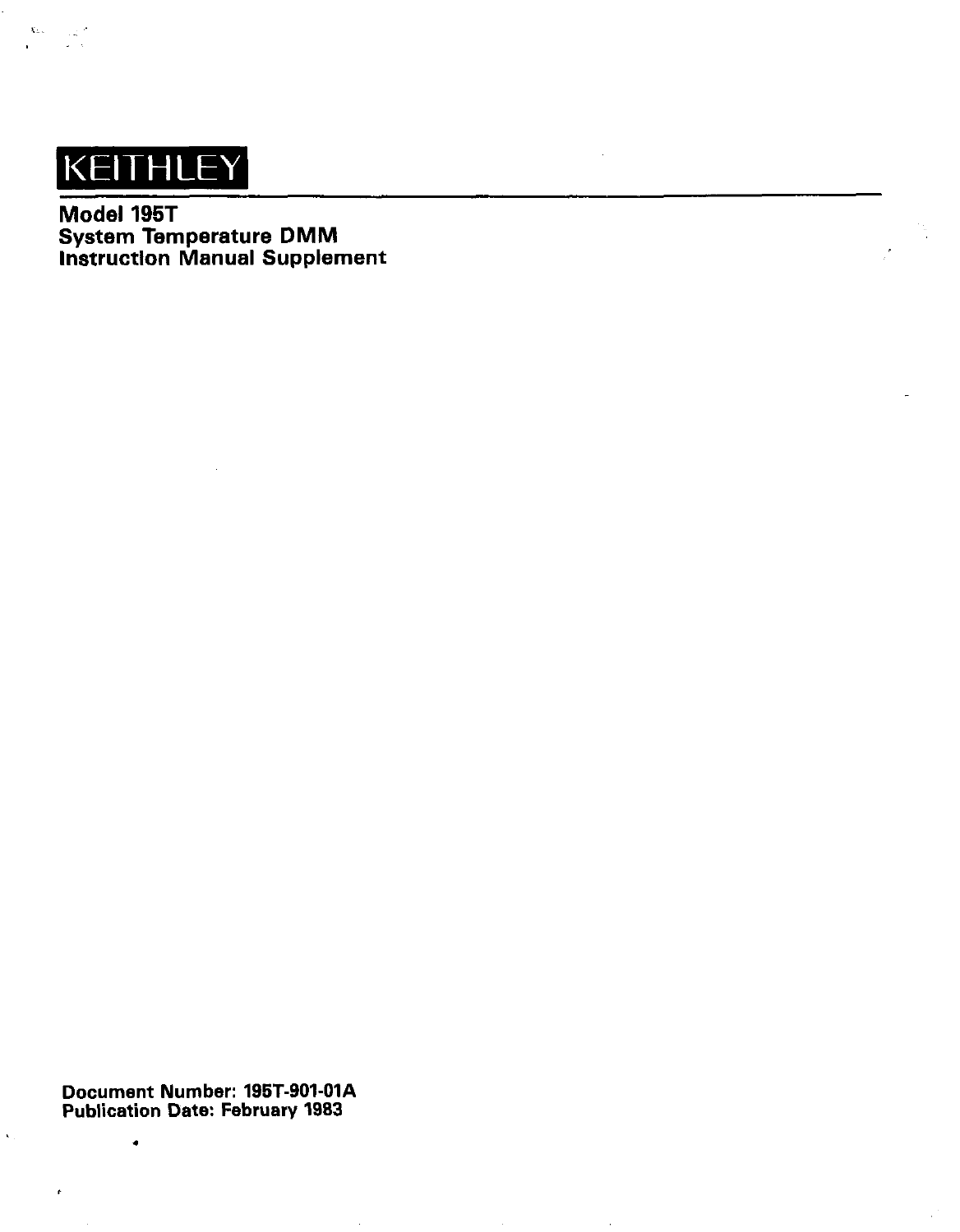# KEITHLEY

## Model 195T
## System Temperature DMM
## Instruction Manual Supplement

**Document Number: 195T-901-01A**
**Publication Date: February 1983**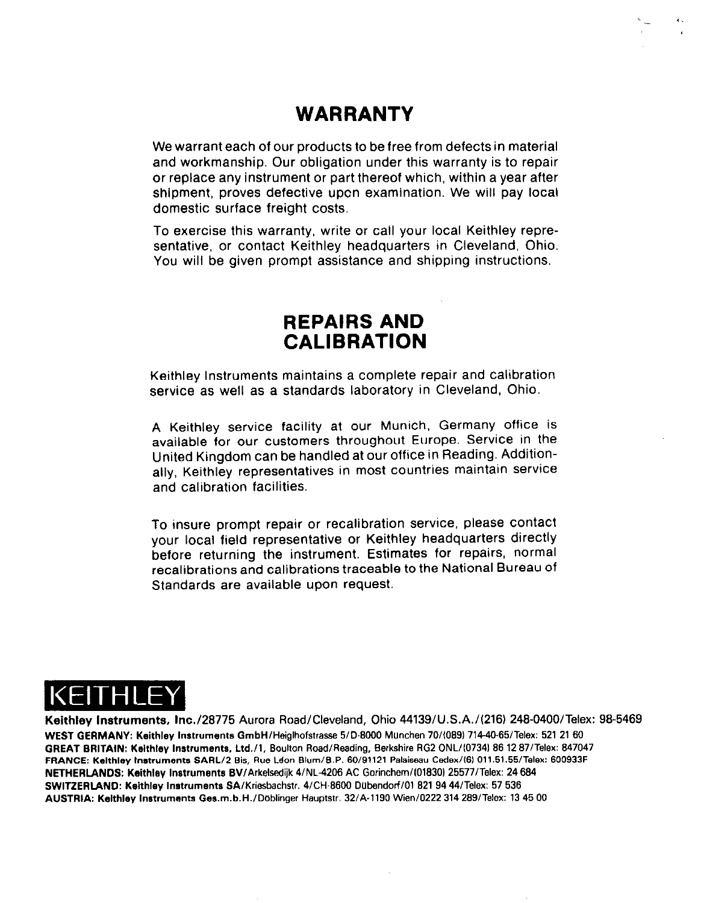# WARRANTY

We warrant each of our products to be free from defects in material and workmanship. Our obligation under this warranty is to repair or replace any instrument or part thereof which, within a year after shipment, proves defective upon examination. We will pay local domestic surface freight costs.

To exercise this warranty, write or call your local Keithley representative, or contact Keithley headquarters in Cleveland, Ohio. You will be given prompt assistance and shipping instructions.

# REPAIRS AND CALIBRATION

Keithley Instruments maintains a complete repair and calibration service as well as a standards laboratory in Cleveland, Ohio.

A Keithley service facility at our Munich, Germany office is available for our customers throughout Europe. Service in the United Kingdom can be handled at our office in Reading. Additionally, Keithley representatives in most countries maintain service and calibration facilities.

To insure prompt repair or recalibration service, please contact your local field representative or Keithley headquarters directly before returning the instrument. Estimates for repairs, normal recalibrations and calibrations traceable to the National Bureau of Standards are available upon request.

KEITHLEY

**Keithley Instruments, Inc.**/28775 Aurora Road/Cleveland, Ohio 44139/U.S.A./(216) 248-0400/Telex: 98-5469

**WEST GERMANY: Keithley Instruments GmbH**/Heiglhofstrasse 5/D-8000 München 70/(089) 714-40-65/Telex: 521 21 60

**GREAT BRITAIN: Keithley Instruments, Ltd.**/1, Boulton Road/Reading, Berkshire RG2 ONL/(0734) 86 12 87/Telex: 847047

**FRANCE: Keithley Instruments SARL**/2 Bis, Rue Léon Blum/B.P. 60/91121 Palaiseau Cedex/(6) 011.51.55/Telex: 600933F

**NETHERLANDS: Keithley Instruments BV**/Arkelsedijk 4/NL-4206 AC Gorinchem/(01830) 25577/Telex: 24 684

**SWITZERLAND: Keithley Instruments SA**/Kriesbachstr. 4/CH-8600 Dübendorf/01 821 94 44/Telex: 57 536

**AUSTRIA: Keithley Instruments Ges.m.b.H.**/Döblinger Hauptstr. 32/A-1190 Wien/0222 314 289/Telex: 13 45 00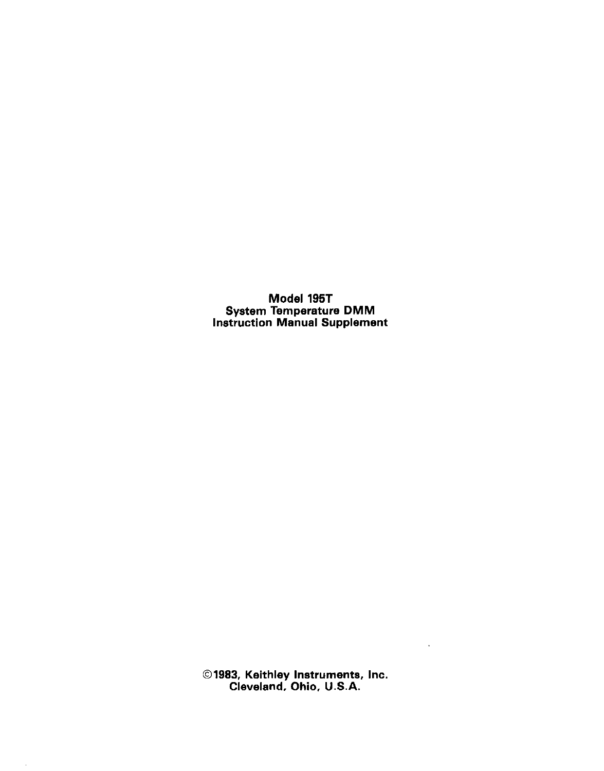**Model 195T**
**System Temperature DMM**
**Instruction Manual Supplement**

©1983, Keithley Instruments, Inc.
Cleveland, Ohio, U.S.A.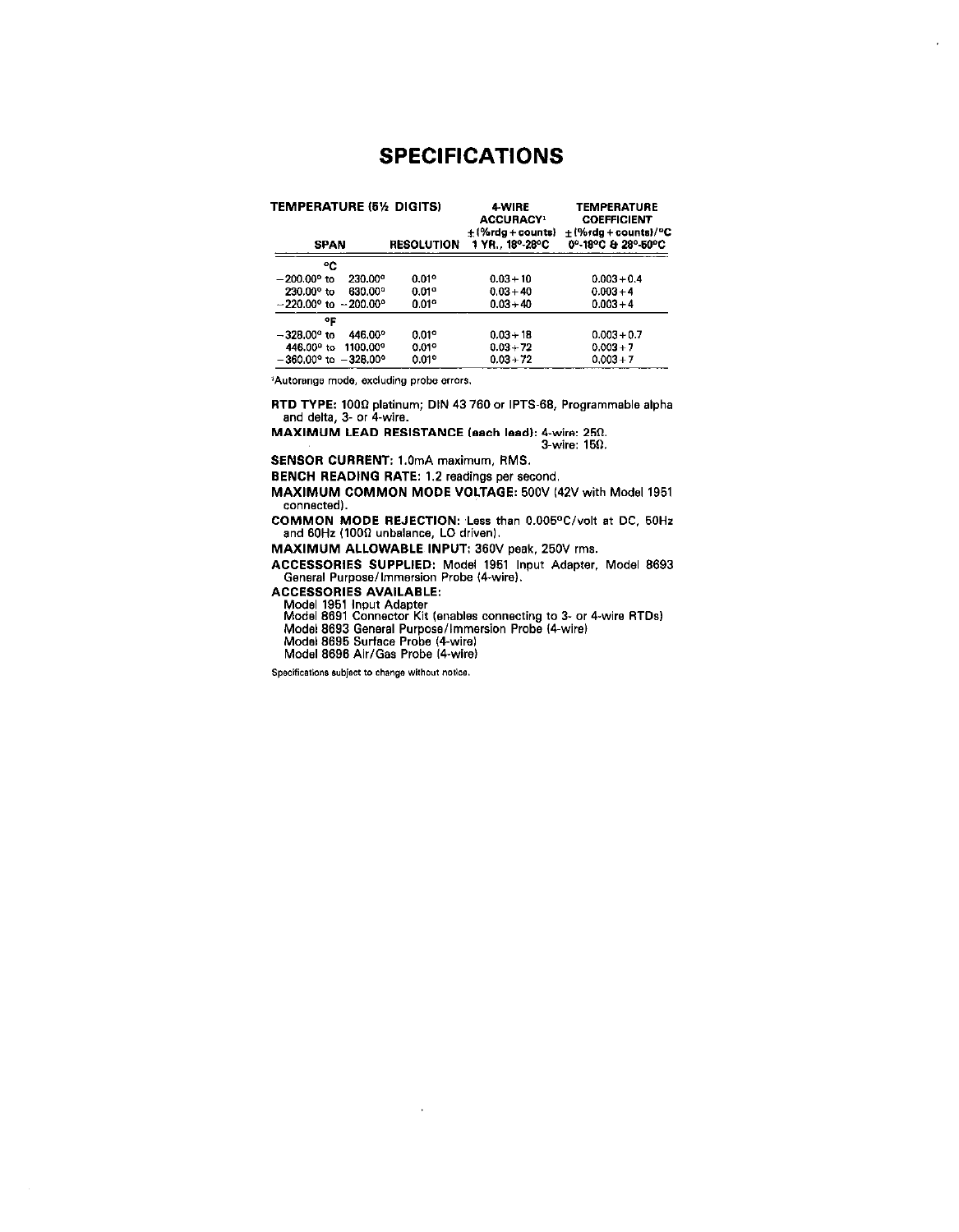# SPECIFICATIONS

| TEMPERATURE (6½ DIGITS) SPAN | RESOLUTION | 4-WIRE ACCURACY[1] ±(%rdg + counts) 1 YR., 18°-28°C | TEMPERATURE COEFFICIENT ±(%rdg + counts)/°C 0°-18°C & 28°-50°C |
|---|---|---|---|
| **°C** | | | |
| −200.00° to 230.00° | 0.01° | 0.03 + 10 | 0.003 + 0.4 |
| 230.00° to 630.00° | 0.01° | 0.03 + 40 | 0.003 + 4 |
| −220.00° to −200.00° | 0.01° | 0.03 + 40 | 0.003 + 4 |
| **°F** | | | |
| −328.00° to 446.00° | 0.01° | 0.03 + 18 | 0.003 + 0.7 |
| 446.00° to 1100.00° | 0.01° | 0.03 + 72 | 0.003 + 7 |
| −360.00° to −328.00° | 0.01° | 0.03 + 72 | 0.003 + 7 |

[1]Autorange mode, excluding probe errors.

**RTD TYPE:** 100Ω platinum; DIN 43 760 or IPTS-68, Programmable alpha and delta, 3- or 4-wire.

**MAXIMUM LEAD RESISTANCE (each lead):** 4-wire: 25Ω.
3-wire: 15Ω.

**SENSOR CURRENT:** 1.0mA maximum, RMS.

**BENCH READING RATE:** 1.2 readings per second.

**MAXIMUM COMMON MODE VOLTAGE:** 500V (42V with Model 1951 connected).

**COMMON MODE REJECTION:** Less than 0.005°C/volt at DC, 50Hz and 60Hz (100Ω unbalance, LO driven).

**MAXIMUM ALLOWABLE INPUT:** 360V peak, 250V rms.

**ACCESSORIES SUPPLIED:** Model 1951 Input Adapter, Model 8693 General Purpose/Immersion Probe (4-wire).

**ACCESSORIES AVAILABLE:**

Model 1951 Input Adapter
Model 8691 Connector Kit (enables connecting to 3- or 4-wire RTDs)
Model 8693 General Purpose/Immersion Probe (4-wire)
Model 8695 Surface Probe (4-wire)
Model 8696 Air/Gas Probe (4-wire)

Specifications subject to change without notice.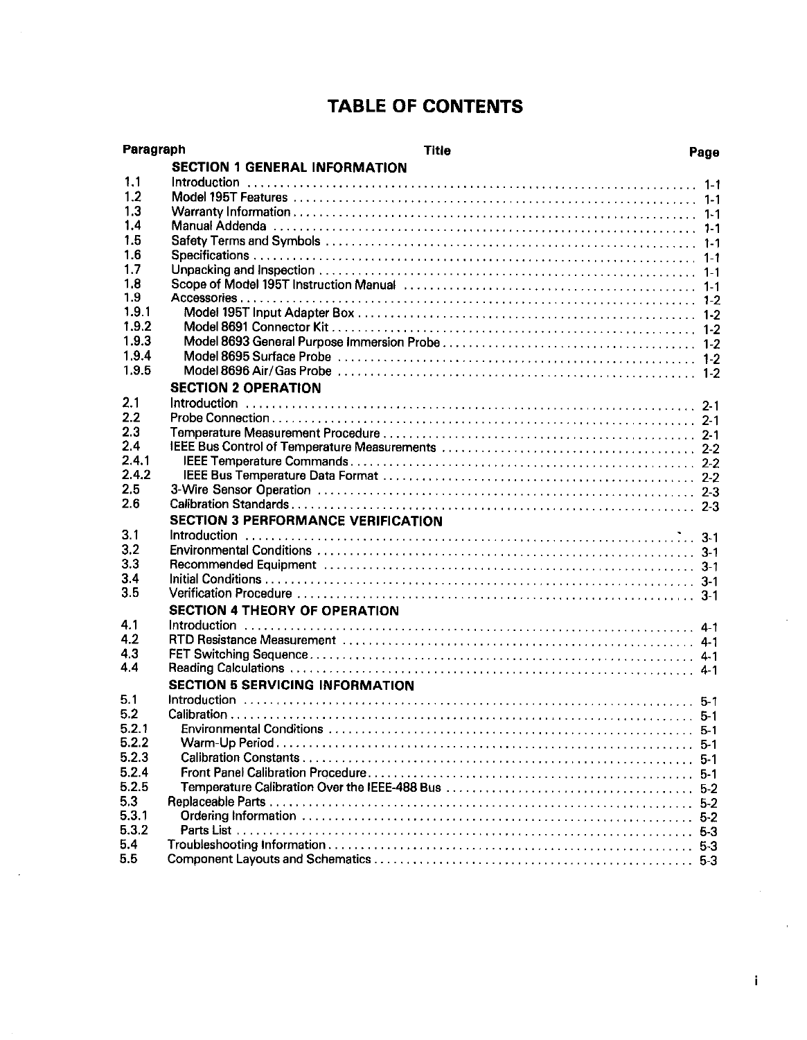# TABLE OF CONTENTS

| Paragraph | Title | Page |
|---|---|---|
| | **SECTION 1 GENERAL INFORMATION** | |
| 1.1 | Introduction | 1-1 |
| 1.2 | Model 195T Features | 1-1 |
| 1.3 | Warranty Information | 1-1 |
| 1.4 | Manual Addenda | 1-1 |
| 1.5 | Safety Terms and Symbols | 1-1 |
| 1.6 | Specifications | 1-1 |
| 1.7 | Unpacking and Inspection | 1-1 |
| 1.8 | Scope of Model 195T Instruction Manual | 1-1 |
| 1.9 | Accessories | 1-2 |
| 1.9.1 | Model 195T Input Adapter Box | 1-2 |
| 1.9.2 | Model 8691 Connector Kit | 1-2 |
| 1.9.3 | Model 8693 General Purpose Immersion Probe | 1-2 |
| 1.9.4 | Model 8695 Surface Probe | 1-2 |
| 1.9.5 | Model 8696 Air/Gas Probe | 1-2 |
| | **SECTION 2 OPERATION** | |
| 2.1 | Introduction | 2-1 |
| 2.2 | Probe Connection | 2-1 |
| 2.3 | Temperature Measurement Procedure | 2-1 |
| 2.4 | IEEE Bus Control of Temperature Measurements | 2-2 |
| 2.4.1 | IEEE Temperature Commands | 2-2 |
| 2.4.2 | IEEE Bus Temperature Data Format | 2-2 |
| 2.5 | 3-Wire Sensor Operation | 2-3 |
| 2.6 | Calibration Standards | 2-3 |
| | **SECTION 3 PERFORMANCE VERIFICATION** | |
| 3.1 | Introduction | 3-1 |
| 3.2 | Environmental Conditions | 3-1 |
| 3.3 | Recommended Equipment | 3-1 |
| 3.4 | Initial Conditions | 3-1 |
| 3.5 | Verification Procedure | 3-1 |
| | **SECTION 4 THEORY OF OPERATION** | |
| 4.1 | Introduction | 4-1 |
| 4.2 | RTD Resistance Measurement | 4-1 |
| 4.3 | FET Switching Sequence | 4-1 |
| 4.4 | Reading Calculations | 4-1 |
| | **SECTION 5 SERVICING INFORMATION** | |
| 5.1 | Introduction | 5-1 |
| 5.2 | Calibration | 5-1 |
| 5.2.1 | Environmental Conditions | 5-1 |
| 5.2.2 | Warm-Up Period | 5-1 |
| 5.2.3 | Calibration Constants | 5-1 |
| 5.2.4 | Front Panel Calibration Procedure | 5-1 |
| 5.2.5 | Temperature Calibration Over the IEEE-488 Bus | 5-2 |
| 5.3 | Replaceable Parts | 5-2 |
| 5.3.1 | Ordering Information | 5-2 |
| 5.3.2 | Parts List | 5-3 |
| 5.4 | Troubleshooting Information | 5-3 |
| 5.5 | Component Layouts and Schematics | 5-3 |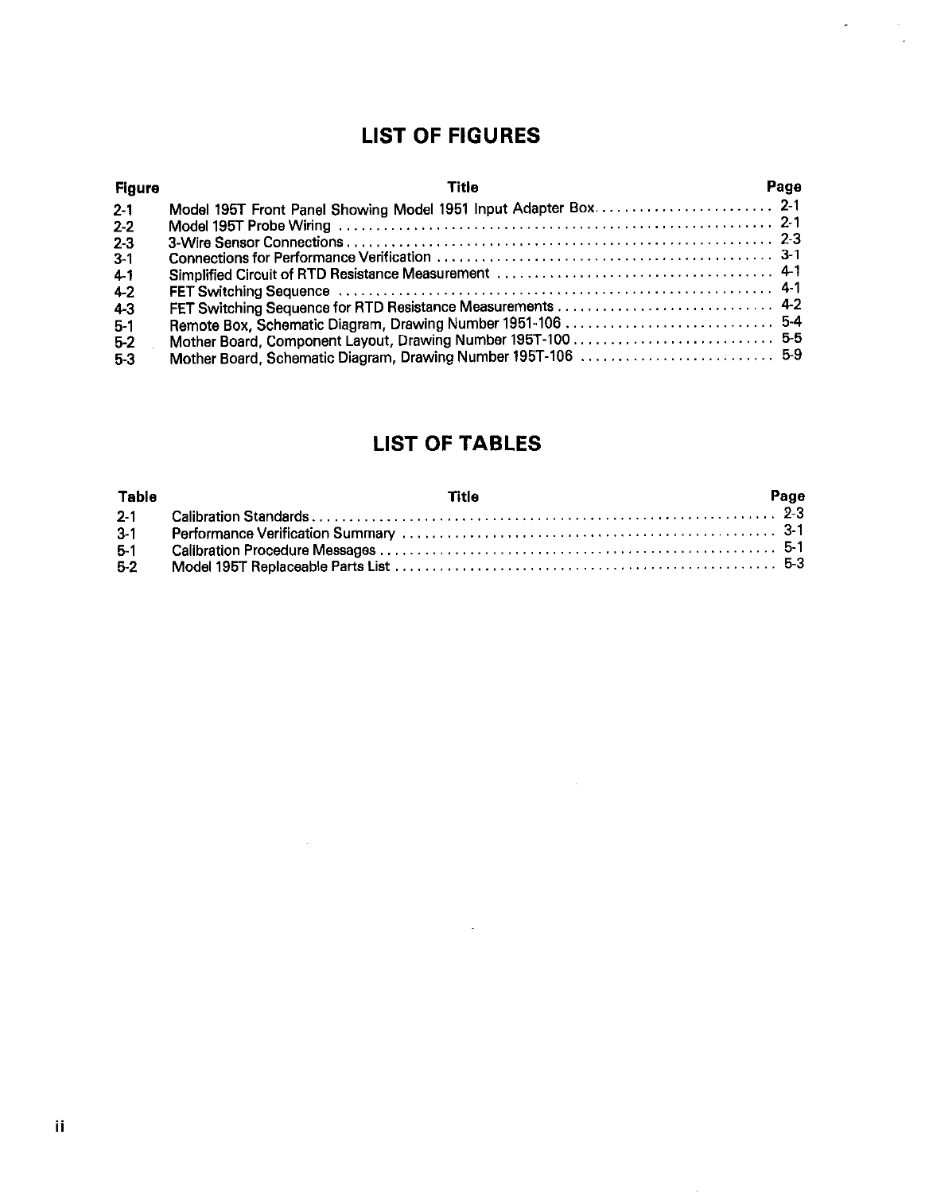# LIST OF FIGURES

| Figure | Title | Page |
|---|---|---|
| 2-1 | Model 195T Front Panel Showing Model 1951 Input Adapter Box | 2-1 |
| 2-2 | Model 195T Probe Wiring | 2-1 |
| 2-3 | 3-Wire Sensor Connections | 2-3 |
| 3-1 | Connections for Performance Verification | 3-1 |
| 4-1 | Simplified Circuit of RTD Resistance Measurement | 4-1 |
| 4-2 | FET Switching Sequence | 4-1 |
| 4-3 | FET Switching Sequence for RTD Resistance Measurements | 4-2 |
| 5-1 | Remote Box, Schematic Diagram, Drawing Number 1951-106 | 5-4 |
| 5-2 | Mother Board, Component Layout, Drawing Number 195T-100 | 5-5 |
| 5-3 | Mother Board, Schematic Diagram, Drawing Number 195T-106 | 5-9 |

# LIST OF TABLES

| Table | Title | Page |
|---|---|---|
| 2-1 | Calibration Standards | 2-3 |
| 3-1 | Performance Verification Summary | 3-1 |
| 5-1 | Calibration Procedure Messages | 5-1 |
| 5-2 | Model 195T Replaceable Parts List | 5-3 |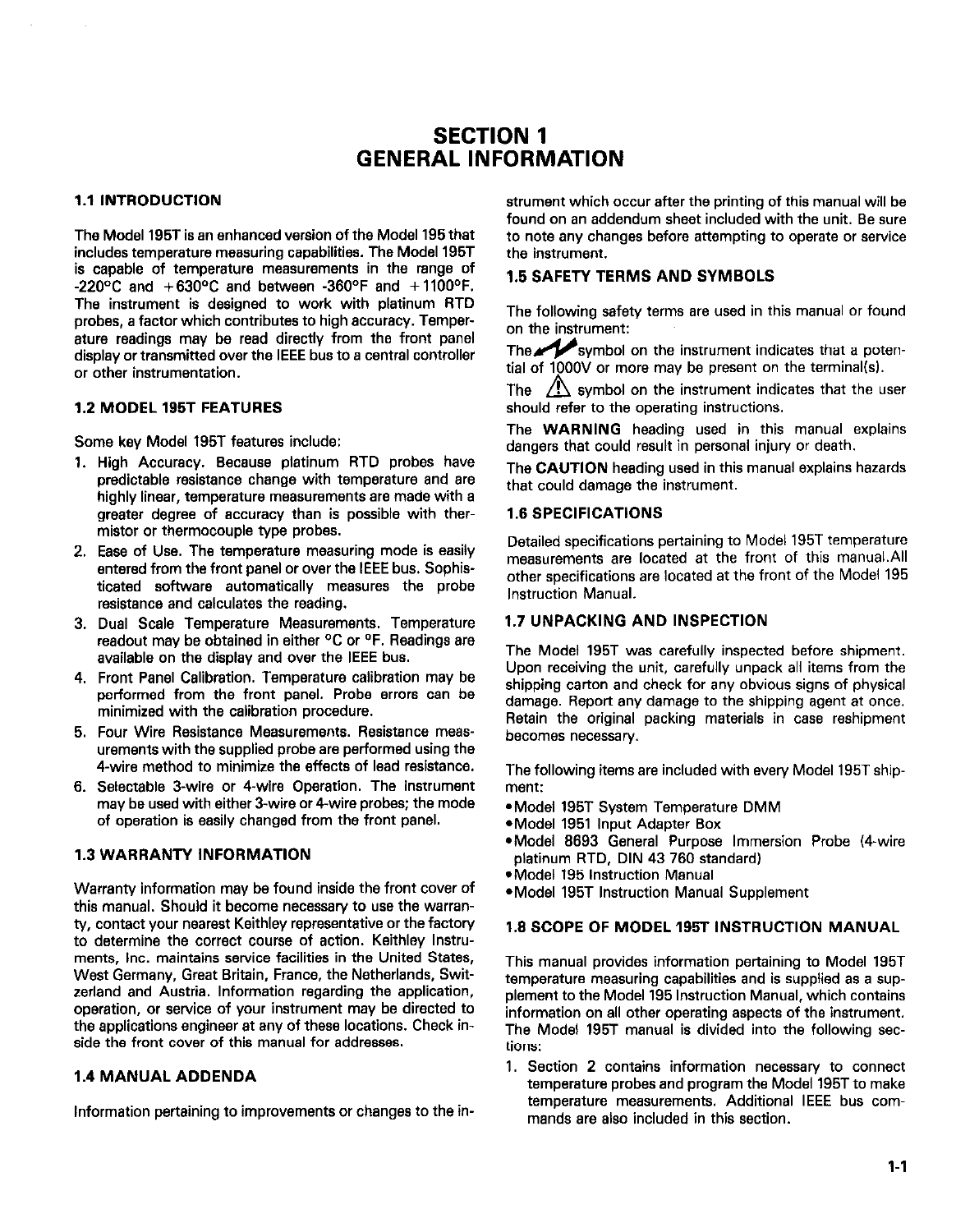# SECTION 1 GENERAL INFORMATION

## 1.1 INTRODUCTION

The Model 195T is an enhanced version of the Model 195 that includes temperature measuring capabilities. The Model 195T is capable of temperature measurements in the range of -220°C and +630°C and between -360°F and +1100°F. The instrument is designed to work with platinum RTD probes, a factor which contributes to high accuracy. Temperature readings may be read directly from the front panel display or transmitted over the IEEE bus to a central controller or other instrumentation.

## 1.2 MODEL 195T FEATURES

Some key Model 195T features include:

1. High Accuracy. Because platinum RTD probes have predictable resistance change with temperature and are highly linear, temperature measurements are made with a greater degree of accuracy than is possible with thermistor or thermocouple type probes.
2. Ease of Use. The temperature measuring mode is easily entered from the front panel or over the IEEE bus. Sophisticated software automatically measures the probe resistance and calculates the reading.
3. Dual Scale Temperature Measurements. Temperature readout may be obtained in either °C or °F. Readings are available on the display and over the IEEE bus.
4. Front Panel Calibration. Temperature calibration may be performed from the front panel. Probe errors can be minimized with the calibration procedure.
5. Four Wire Resistance Measurements. Resistance measurements with the supplied probe are performed using the 4-wire method to minimize the effects of lead resistance.
6. Selectable 3-wire or 4-wire Operation. The instrument may be used with either 3-wire or 4-wire probes; the mode of operation is easily changed from the front panel.

## 1.3 WARRANTY INFORMATION

Warranty information may be found inside the front cover of this manual. Should it become necessary to use the warranty, contact your nearest Keithley representative or the factory to determine the correct course of action. Keithley Instruments, Inc. maintains service facilities in the United States, West Germany, Great Britain, France, the Netherlands, Switzerland and Austria. Information regarding the application, operation, or service of your instrument may be directed to the applications engineer at any of these locations. Check inside the front cover of this manual for addresses.

## 1.4 MANUAL ADDENDA

Information pertaining to improvements or changes to the instrument which occur after the printing of this manual will be found on an addendum sheet included with the unit. Be sure to note any changes before attempting to operate or service the instrument.

## 1.5 SAFETY TERMS AND SYMBOLS

The following safety terms are used in this manual or found on the instrument:

The ⚡ symbol on the instrument indicates that a potential of 1000V or more may be present on the terminal(s).

The ⚠ symbol on the instrument indicates that the user should refer to the operating instructions.

The **WARNING** heading used in this manual explains dangers that could result in personal injury or death.

The **CAUTION** heading used in this manual explains hazards that could damage the instrument.

## 1.6 SPECIFICATIONS

Detailed specifications pertaining to Model 195T temperature measurements are located at the front of this manual. All other specifications are located at the front of the Model 195 Instruction Manual.

## 1.7 UNPACKING AND INSPECTION

The Model 195T was carefully inspected before shipment. Upon receiving the unit, carefully unpack all items from the shipping carton and check for any obvious signs of physical damage. Report any damage to the shipping agent at once. Retain the original packing materials in case reshipment becomes necessary.

The following items are included with every Model 195T shipment:

- Model 195T System Temperature DMM
- Model 1951 Input Adapter Box
- Model 8693 General Purpose Immersion Probe (4-wire platinum RTD, DIN 43 760 standard)
- Model 195 Instruction Manual
- Model 195T Instruction Manual Supplement

## 1.8 SCOPE OF MODEL 195T INSTRUCTION MANUAL

This manual provides information pertaining to Model 195T temperature measuring capabilities and is supplied as a supplement to the Model 195 Instruction Manual, which contains information on all other operating aspects of the instrument. The Model 195T manual is divided into the following sections:

1. Section 2 contains information necessary to connect temperature probes and program the Model 195T to make temperature measurements. Additional IEEE bus commands are also included in this section.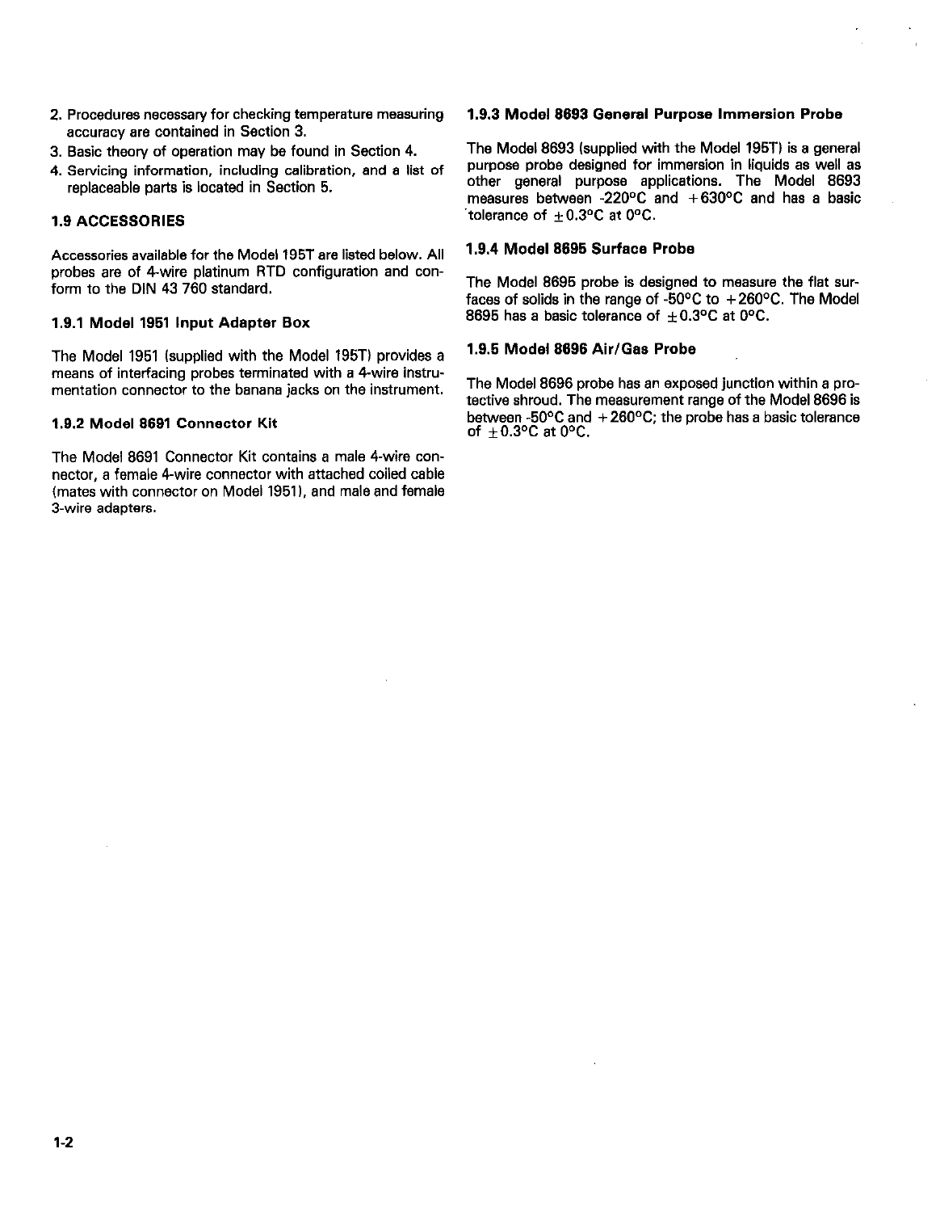2. Procedures necessary for checking temperature measuring accuracy are contained in Section 3.
3. Basic theory of operation may be found in Section 4.
4. Servicing information, including calibration, and a list of replaceable parts is located in Section 5.

### 1.9 ACCESSORIES

Accessories available for the Model 195T are listed below. All probes are of 4-wire platinum RTD configuration and conform to the DIN 43 760 standard.

#### 1.9.1 Model 1951 Input Adapter Box

The Model 1951 (supplied with the Model 195T) provides a means of interfacing probes terminated with a 4-wire instrumentation connector to the banana jacks on the instrument.

#### 1.9.2 Model 8691 Connector Kit

The Model 8691 Connector Kit contains a male 4-wire connector, a female 4-wire connector with attached coiled cable (mates with connector on Model 1951), and male and female 3-wire adapters.

#### 1.9.3 Model 8693 General Purpose Immersion Probe

The Model 8693 (supplied with the Model 195T) is a general purpose probe designed for immersion in liquids as well as other general purpose applications. The Model 8693 measures between -220°C and +630°C and has a basic tolerance of ±0.3°C at 0°C.

#### 1.9.4 Model 8695 Surface Probe

The Model 8695 probe is designed to measure the flat surfaces of solids in the range of -50°C to +260°C. The Model 8695 has a basic tolerance of ±0.3°C at 0°C.

#### 1.9.5 Model 8696 Air/Gas Probe

The Model 8696 probe has an exposed junction within a protective shroud. The measurement range of the Model 8696 is between -50°C and +260°C; the probe has a basic tolerance of ±0.3°C at 0°C.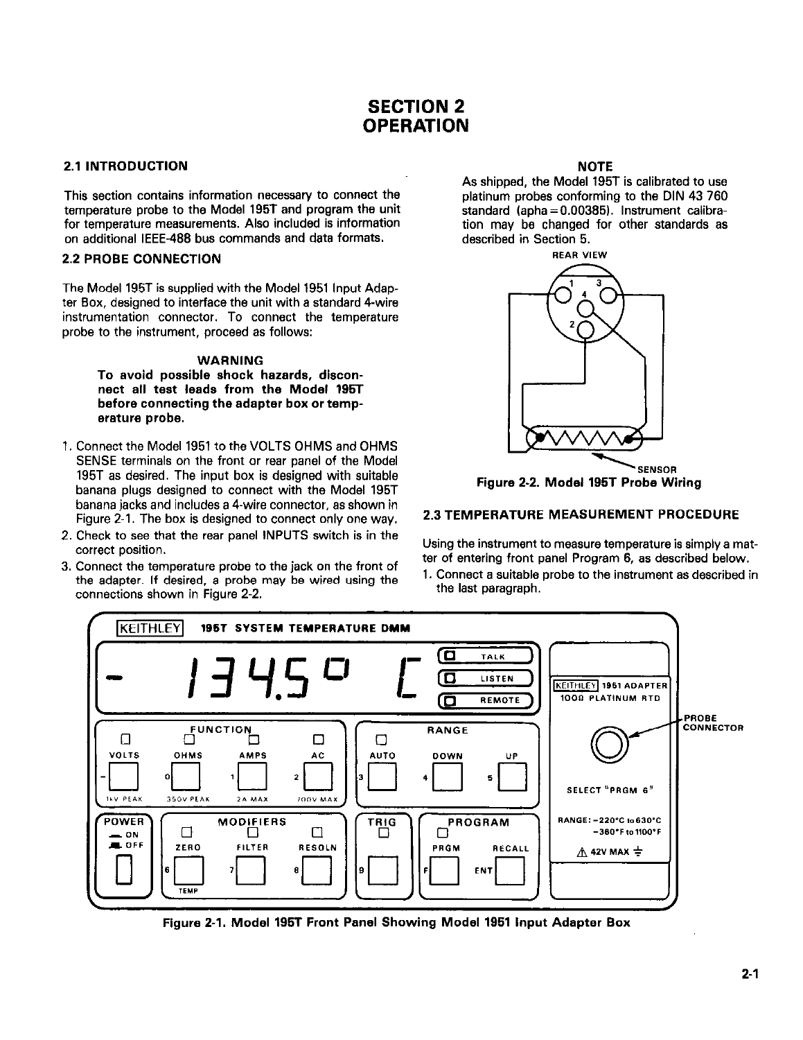# SECTION 2
# OPERATION

## 2.1 INTRODUCTION

This section contains information necessary to connect the temperature probe to the Model 195T and program the unit for temperature measurements. Also included is information on additional IEEE-488 bus commands and data formats.

## 2.2 PROBE CONNECTION

The Model 195T is supplied with the Model 1951 Input Adapter Box, designed to interface the unit with a standard 4-wire instrumentation connector. To connect the temperature probe to the instrument, proceed as follows:

**WARNING**
**To avoid possible shock hazards, disconnect all test leads from the Model 195T before connecting the adapter box or temperature probe.**

1. Connect the Model 1951 to the VOLTS OHMS and OHMS SENSE terminals on the front or rear panel of the Model 195T as desired. The input box is designed with suitable banana plugs designed to connect with the Model 195T banana jacks and includes a 4-wire connector, as shown in Figure 2-1. The box is designed to connect only one way.
2. Check to see that the rear panel INPUTS switch is in the correct position.
3. Connect the temperature probe to the jack on the front of the adapter. If desired, a probe may be wired using the connections shown in Figure 2-2.

**NOTE**
As shipped, the Model 195T is calibrated to use platinum probes conforming to the DIN 43 760 standard (apha = 0.00385). Instrument calibration may be changed for other standards as described in Section 5.

**Figure 2-2. Model 195T Probe Wiring**

## 2.3 TEMPERATURE MEASUREMENT PROCEDURE

Using the instrument to measure temperature is simply a matter of entering front panel Program 6, as described below.

1. Connect a suitable probe to the instrument as described in the last paragraph.

**Figure 2-1. Model 195T Front Panel Showing Model 1951 Input Adapter Box**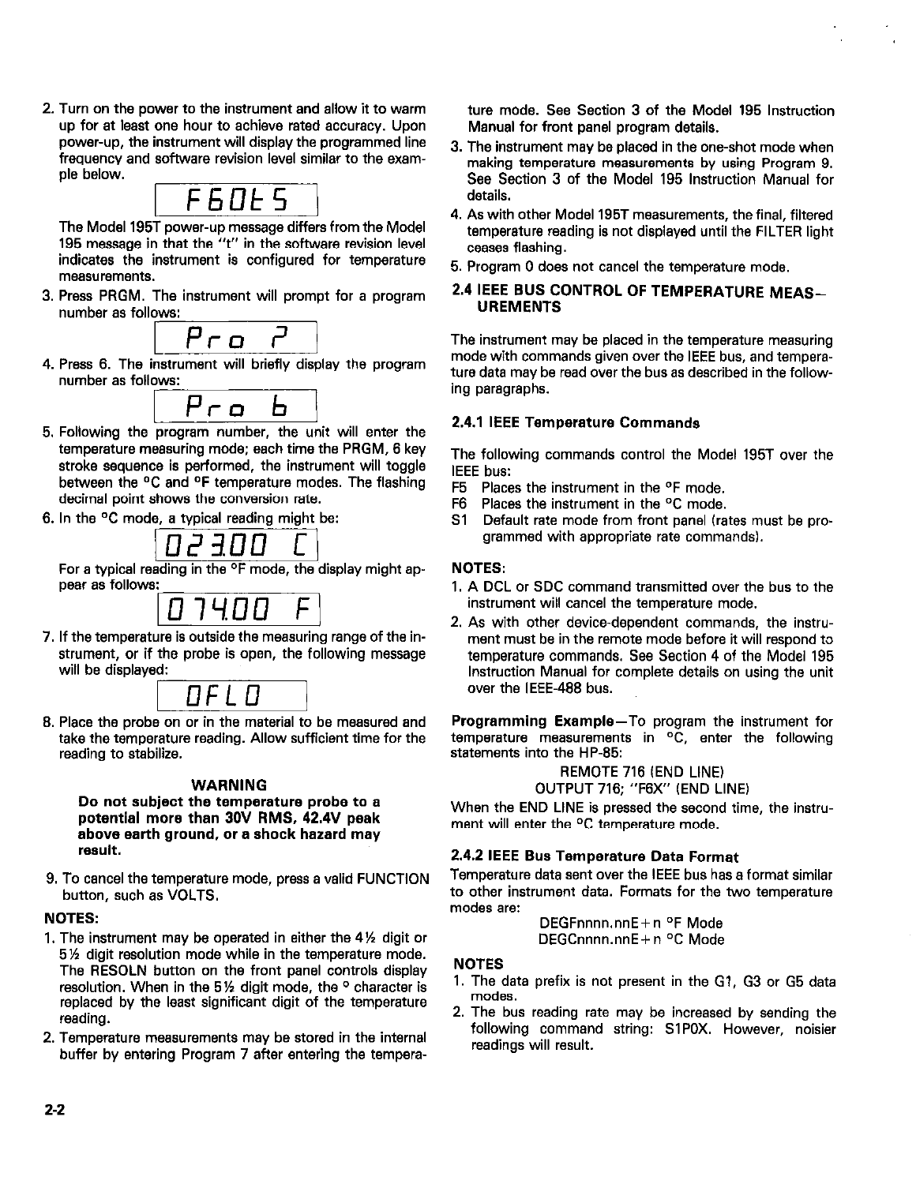2. Turn on the power to the instrument and allow it to warm up for at least one hour to achieve rated accuracy. Upon power-up, the instrument will display the programmed line frequency and software revision level similar to the example below.

   ```
   F60t5
   ```

   The Model 195T power-up message differs from the Model 195 message in that the "t" in the software revision level indicates the instrument is configured for temperature measurements.

3. Press PRGM. The instrument will prompt for a program number as follows:

   ```
   Pro ?
   ```

4. Press 6. The instrument will briefly display the program number as follows:

   ```
   Pro 6
   ```

5. Following the program number, the unit will enter the temperature measuring mode; each time the PRGM, 6 key stroke sequence is performed, the instrument will toggle between the °C and °F temperature modes. The flashing decimal point shows the conversion rate.

6. In the °C mode, a typical reading might be:

   ```
   023.00 C
   ```

   For a typical reading in the °F mode, the display might appear as follows:

   ```
   074.00 F
   ```

7. If the temperature is outside the measuring range of the instrument, or if the probe is open, the following message will be displayed:

   ```
   OFLO
   ```

8. Place the probe on or in the material to be measured and take the temperature reading. Allow sufficient time for the reading to stabilize.

**WARNING**

**Do not subject the temperature probe to a potential more than 30V RMS, 42.4V peak above earth ground, or a shock hazard may result.**

9. To cancel the temperature mode, press a valid FUNCTION button, such as VOLTS.

**NOTES:**

1. The instrument may be operated in either the 4½ digit or 5½ digit resolution mode while in the temperature mode. The RESOLN button on the front panel controls display resolution. When in the 5½ digit mode, the ° character is replaced by the least significant digit of the temperature reading.
2. Temperature measurements may be stored in the internal buffer by entering Program 7 after entering the temperature mode. See Section 3 of the Model 195 Instruction Manual for front panel program details.
3. The instrument may be placed in the one-shot mode when making temperature measurements by using Program 9. See Section 3 of the Model 195 Instruction Manual for details.
4. As with other Model 195T measurements, the final, filtered temperature reading is not displayed until the FILTER light ceases flashing.
5. Program 0 does not cancel the temperature mode.

## 2.4 IEEE BUS CONTROL OF TEMPERATURE MEASUREMENTS

The instrument may be placed in the temperature measuring mode with commands given over the IEEE bus, and temperature data may be read over the bus as described in the following paragraphs.

### 2.4.1 IEEE Temperature Commands

The following commands control the Model 195T over the IEEE bus:

- F5 Places the instrument in the °F mode.
- F6 Places the instrument in the °C mode.
- S1 Default rate mode from front panel (rates must be programmed with appropriate rate commands).

**NOTES:**

1. A DCL or SDC command transmitted over the bus to the instrument will cancel the temperature mode.
2. As with other device-dependent commands, the instrument must be in the remote mode before it will respond to temperature commands. See Section 4 of the Model 195 Instruction Manual for complete details on using the unit over the IEEE-488 bus.

**Programming Example**—To program the instrument for temperature measurements in °C, enter the following statements into the HP-85:

```
REMOTE 716 (END LINE)
OUTPUT 716; "F6X" (END LINE)
```

When the END LINE is pressed the second time, the instrument will enter the °C temperature mode.

### 2.4.2 IEEE Bus Temperature Data Format

Temperature data sent over the IEEE bus has a format similar to other instrument data. Formats for the two temperature modes are:

```
DEGFnnnn.nnE+n °F Mode
DEGCnnnn.nnE+n °C Mode
```

**NOTES**

1. The data prefix is not present in the G1, G3 or G5 data modes.
2. The bus reading rate may be increased by sending the following command string: S1P0X. However, noisier readings will result.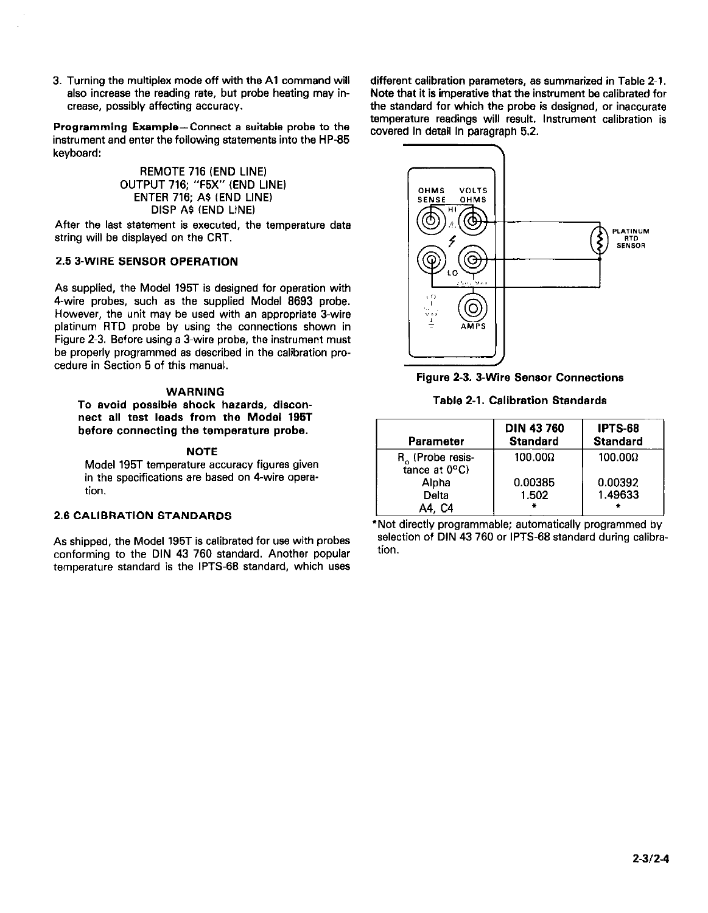3. Turning the multiplex mode off with the A1 command will also increase the reading rate, but probe heating may increase, possibly affecting accuracy.

**Programming Example**—Connect a suitable probe to the instrument and enter the following statements into the HP-85 keyboard:

```
REMOTE 716 (END LINE)
OUTPUT 716; "F5X" (END LINE)
ENTER 716; A$ (END LINE)
DISP A$ (END LINE)
```

After the last statement is executed, the temperature data string will be displayed on the CRT.

### 2.5 3-WIRE SENSOR OPERATION

As supplied, the Model 195T is designed for operation with 4-wire probes, such as the supplied Model 8693 probe. However, the unit may be used with an appropriate 3-wire platinum RTD probe by using the connections shown in Figure 2-3. Before using a 3-wire probe, the instrument must be properly programmed as described in the calibration procedure in Section 5 of this manual.

**WARNING**

**To avoid possible shock hazards, disconnect all test leads from the Model 195T before connecting the temperature probe.**

**NOTE**

Model 195T temperature accuracy figures given in the specifications are based on 4-wire operation.

### 2.6 CALIBRATION STANDARDS

As shipped, the Model 195T is calibrated for use with probes conforming to the DIN 43 760 standard. Another popular temperature standard is the IPTS-68 standard, which uses different calibration parameters, as summarized in Table 2-1. Note that it is imperative that the instrument be calibrated for the standard for which the probe is designed, or inaccurate temperature readings will result. Instrument calibration is covered in detail in paragraph 5.2.

OHMS SENSE VOLTS OHMS HI LO AMPS PLATINUM RTD SENSOR

**Figure 2-3. 3-Wire Sensor Connections**

**Table 2-1. Calibration Standards**

| Parameter | DIN 43 760 Standard | IPTS-68 Standard |
|---|---|---|
| $R_0$ (Probe resistance at 0°C) | 100.00Ω | 100.00Ω |
| Alpha | 0.00385 | 0.00392 |
| Delta | 1.502 | 1.49633 |
| A4, C4 | * | * |

*Not directly programmable; automatically programmed by selection of DIN 43 760 or IPTS-68 standard during calibration.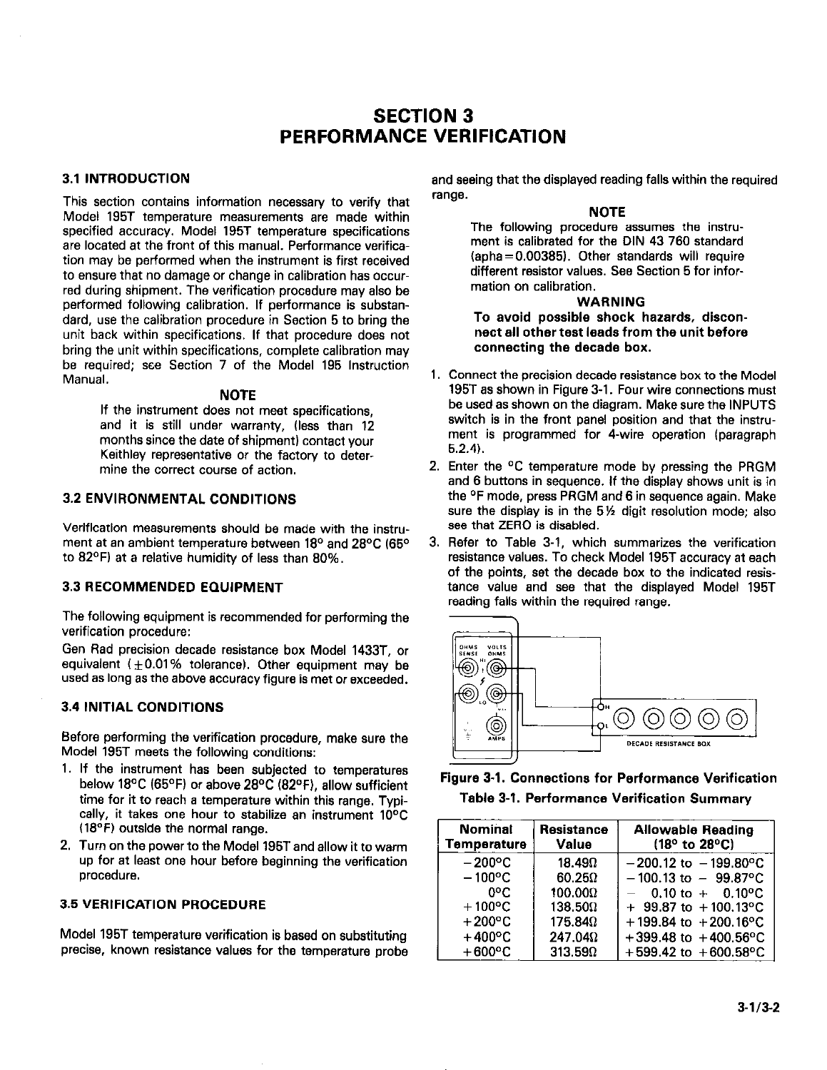# SECTION 3
# PERFORMANCE VERIFICATION

## 3.1 INTRODUCTION

This section contains information necessary to verify that Model 195T temperature measurements are made within specified accuracy. Model 195T temperature specifications are located at the front of this manual. Performance verification may be performed when the instrument is first received to ensure that no damage or change in calibration has occurred during shipment. The verification procedure may also be performed following calibration. If performance is substandard, use the calibration procedure in Section 5 to bring the unit back within specifications. If that procedure does not bring the unit within specifications, complete calibration may be required; see Section 7 of the Model 195 Instruction Manual.

**NOTE**

If the instrument does not meet specifications, and it is still under warranty, (less than 12 months since the date of shipment) contact your Keithley representative or the factory to determine the correct course of action.

## 3.2 ENVIRONMENTAL CONDITIONS

Verification measurements should be made with the instrument at an ambient temperature between 18° and 28°C (65° to 82°F) at a relative humidity of less than 80%.

## 3.3 RECOMMENDED EQUIPMENT

The following equipment is recommended for performing the verification procedure:

Gen Rad precision decade resistance box Model 1433T, or equivalent (±0.01% tolerance). Other equipment may be used as long as the above accuracy figure is met or exceeded.

## 3.4 INITIAL CONDITIONS

Before performing the verification procedure, make sure the Model 195T meets the following conditions:

1. If the instrument has been subjected to temperatures below 18°C (65°F) or above 28°C (82°F), allow sufficient time for it to reach a temperature within this range. Typically, it takes one hour to stabilize an instrument 10°C (18°F) outside the normal range.
2. Turn on the power to the Model 195T and allow it to warm up for at least one hour before beginning the verification procedure.

## 3.5 VERIFICATION PROCEDURE

Model 195T temperature verification is based on substituting precise, known resistance values for the temperature probe and seeing that the displayed reading falls within the required range.

**NOTE**

The following procedure assumes the instrument is calibrated for the DIN 43 760 standard (apha=0.00385). Other standards will require different resistor values. See Section 5 for information on calibration.

**WARNING**

**To avoid possible shock hazards, disconnect all other test leads from the unit before connecting the decade box.**

1. Connect the precision decade resistance box to the Model 195T as shown in Figure 3-1. Four wire connections must be used as shown on the diagram. Make sure the INPUTS switch is in the front panel position and that the instrument is programmed for 4-wire operation (paragraph 5.2.4).
2. Enter the °C temperature mode by pressing the PRGM and 6 buttons in sequence. If the display shows unit is in the °F mode, press PRGM and 6 in sequence again. Make sure the display is in the 5½ digit resolution mode; also see that ZERO is disabled.
3. Refer to Table 3-1, which summarizes the verification resistance values. To check Model 195T accuracy at each of the points, set the decade box to the indicated resistance value and see that the displayed Model 195T reading falls within the required range.

**Figure 3-1. Connections for Performance Verification**

**Table 3-1. Performance Verification Summary**

| Nominal Temperature | Resistance Value | Allowable Reading (18° to 28°C) |
|---|---|---|
| −200°C | 18.49Ω | −200.12 to −199.80°C |
| −100°C | 60.25Ω | −100.13 to − 99.87°C |
| 0°C | 100.00Ω | − 0.10 to + 0.10°C |
| +100°C | 138.50Ω | + 99.87 to +100.13°C |
| +200°C | 175.84Ω | +199.84 to +200.16°C |
| +400°C | 247.04Ω | +399.48 to +400.56°C |
| +600°C | 313.59Ω | +599.42 to +600.58°C |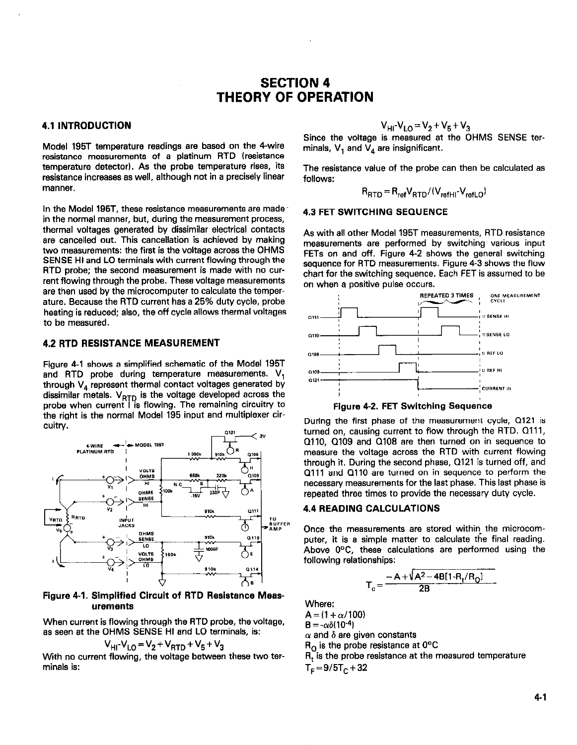# SECTION 4
# THEORY OF OPERATION

## 4.1 INTRODUCTION

Model 195T temperature readings are based on the 4-wire resistance measurements of a platinum RTD (resistance temperature detector). As the probe temperature rises, its resistance increases as well, although not in a precisely linear manner.

In the Model 195T, these resistance measurements are made in the normal manner, but, during the measurement process, thermal voltages generated by dissimilar electrical contacts are cancelled out. This cancellation is achieved by making two measurements: the first is the voltage across the OHMS SENSE HI and LO terminals with current flowing through the RTD probe; the second measurement is made with no current flowing through the probe. These voltage measurements are then used by the microcomputer to calculate the temperature. Because the RTD current has a 25% duty cycle, probe heating is reduced; also, the off cycle allows thermal voltages to be measured.

## 4.2 RTD RESISTANCE MEASUREMENT

Figure 4-1 shows a simplified schematic of the Model 195T and RTD probe during temperature measurements. $V_1$ through $V_4$ represent thermal contact voltages generated by dissimilar metals. $V_{RTD}$ is the voltage developed across the probe when current I is flowing. The remaining circuitry to the right is the normal Model 195 input and multiplexer circuitry.

**Figure 4-1. Simplified Circuit of RTD Resistance Measurements**

When current is flowing through the RTD probe, the voltage, as seen at the OHMS SENSE HI and LO terminals, is:

$$V_{HI}-V_{LO}=V_2+V_{RTD}+V_5+V_3$$

With no current flowing, the voltage between these two terminals is:

$$V_{HI}-V_{LO}=V_2+V_5+V_3$$

Since the voltage is measured at the OHMS SENSE terminals, $V_1$ and $V_4$ are insignificant.

The resistance value of the probe can then be calculated as follows:

$$R_{RTD}=R_{ref}V_{RTD}/(V_{refHI}-V_{refLO})$$

## 4.3 FET SWITCHING SEQUENCE

As with all other Model 195T measurements, RTD resistance measurements are performed by switching various input FETs on and off. Figure 4-2 shows the general switching sequence for RTD measurements. Figure 4-3 shows the flow chart for the switching sequence. Each FET is assumed to be on when a positive pulse occurs.

**Figure 4-2. FET Switching Sequence**

During the first phase of the measurement cycle, Q121 is turned on, causing current to flow through the RTD. Q111, Q110, Q109 and Q108 are then turned on in sequence to measure the voltage across the RTD with current flowing through it. During the second phase, Q121 is turned off, and Q111 and Q110 are turned on in sequence to perform the necessary measurements for the last phase. This last phase is repeated three times to provide the necessary duty cycle.

## 4.4 READING CALCULATIONS

Once the measurements are stored within the microcomputer, it is a simple matter to calculate the final reading. Above 0°C, these calculations are performed using the following relationships:

$$T_c=\frac{-A+\sqrt{A^2-4B[1-R_t/R_O]}}{2B}$$

Where:

$A=(1+\alpha/100)$

$B=-\alpha\delta(10^{-4})$

$\alpha$ and $\delta$ are given constants

$R_O$ is the probe resistance at 0°C

$R_t$ is the probe resistance at the measured temperature

$T_F=9/5T_C+32$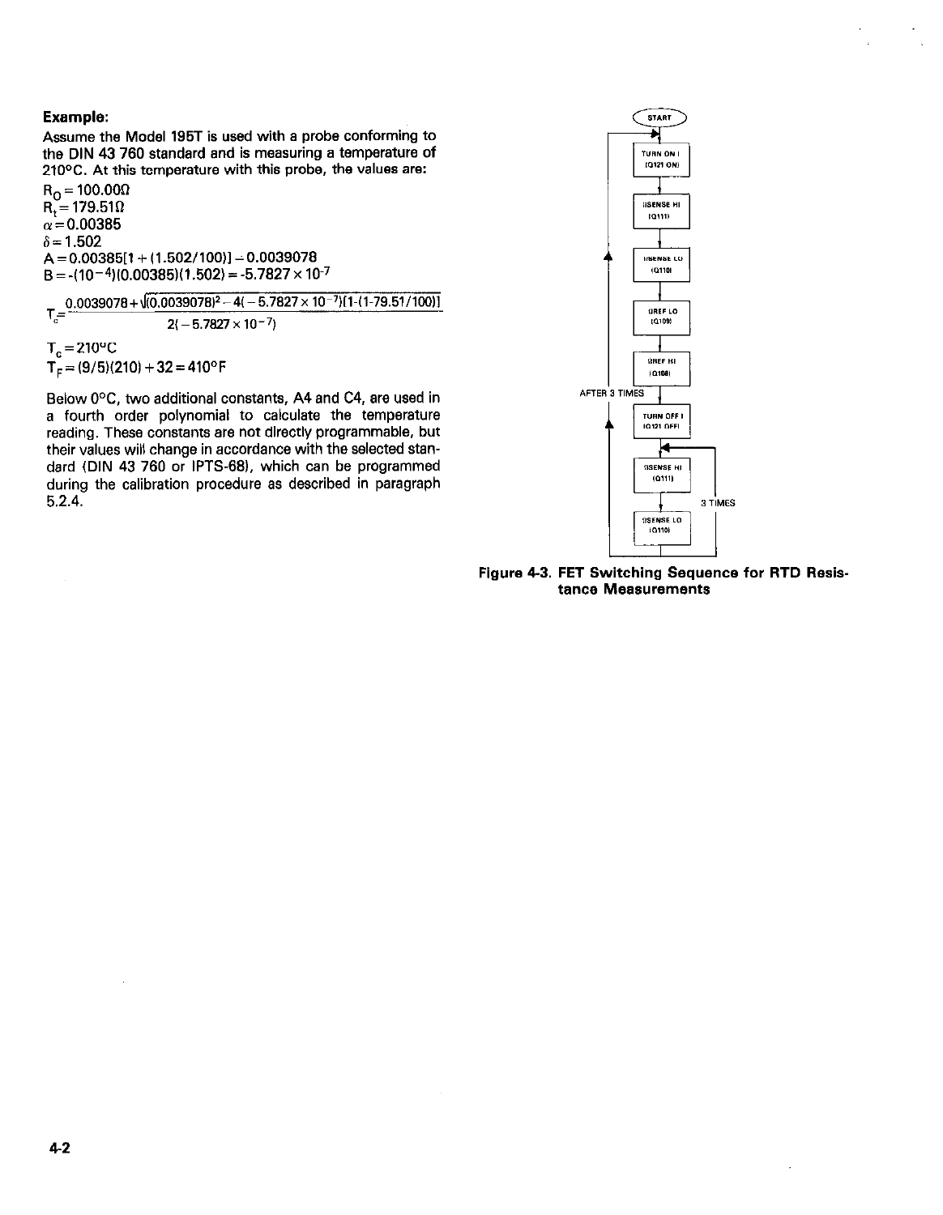**Example:**

Assume the Model 195T is used with a probe conforming to the DIN 43 760 standard and is measuring a temperature of 210°C. At this temperature with this probe, the values are:

$R_0 = 100.00\Omega$
$R_t = 179.51\Omega$
$\alpha = 0.00385$
$\delta = 1.502$
$A = 0.00385[1 + (1.502/100)] = 0.0039078$
$B = -(10^{-4})(0.00385)(1.502) = -5.7827 \times 10^{-7}$

$$T_c = \frac{0.0039078 + \sqrt{(0.0039078)^2 - 4(-5.7827 \times 10^{-7})[1-(1-79.51/100)]}}{2(-5.7827 \times 10^{-7})}$$

$T_c = 210°C$
$T_F = (9/5)(210) + 32 = 410°F$

Below 0°C, two additional constants, A4 and C4, are used in a fourth order polynomial to calculate the temperature reading. These constants are not directly programmable, but their values will change in accordance with the selected standard (DIN 43 760 or IPTS-68), which can be programmed during the calibration procedure as described in paragraph 5.2.4.

START → TURN ON I (Q121 ON) → ISENSE HI (Q111) → ISENSE LO (Q110) → IREF LO (Q109) → IREF HI (Q108) → TURN OFF I (Q121 OFF) → ISENSE HI (Q111) → ISENSE LO (Q110) [3 TIMES] [AFTER 3 TIMES]

**Figure 4-3. FET Switching Sequence for RTD Resistance Measurements**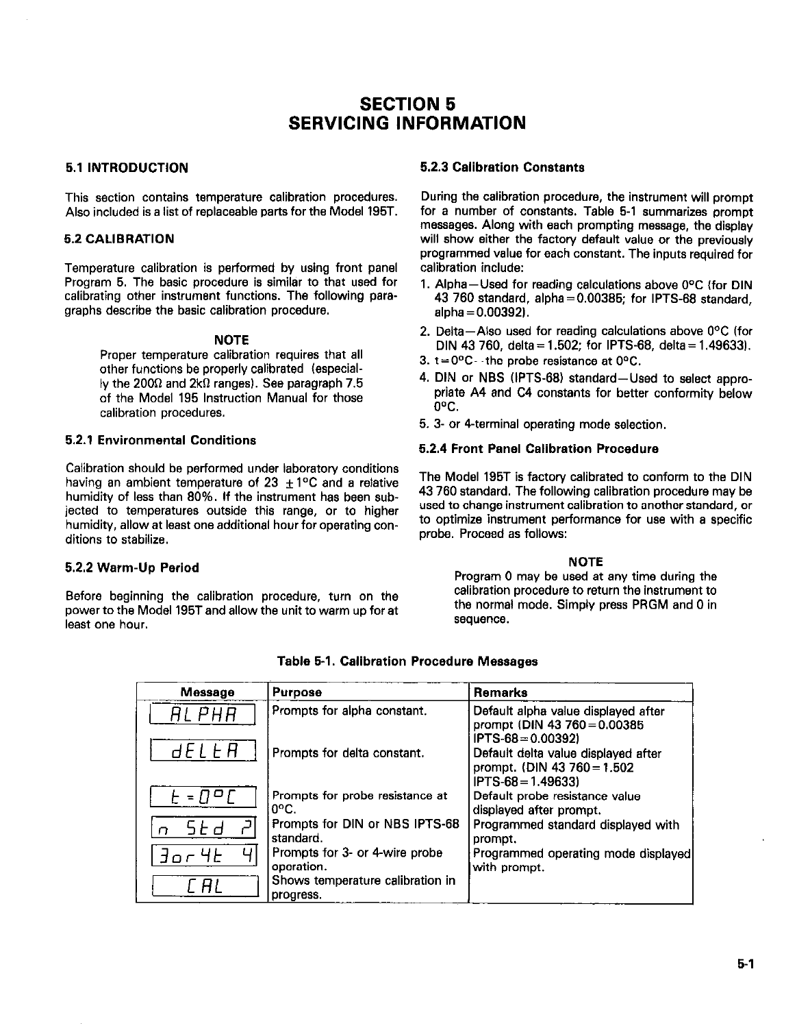# SECTION 5
# SERVICING INFORMATION

## 5.1 INTRODUCTION

This section contains temperature calibration procedures. Also included is a list of replaceable parts for the Model 195T.

## 5.2 CALIBRATION

Temperature calibration is performed by using front panel Program 5. The basic procedure is similar to that used for calibrating other instrument functions. The following paragraphs describe the basic calibration procedure.

**NOTE**

Proper temperature calibration requires that all other functions be properly calibrated (especially the 200Ω and 2kΩ ranges). See paragraph 7.5 of the Model 195 Instruction Manual for those calibration procedures.

### 5.2.1 Environmental Conditions

Calibration should be performed under laboratory conditions having an ambient temperature of 23 ±1°C and a relative humidity of less than 80%. If the instrument has been subjected to temperatures outside this range, or to higher humidity, allow at least one additional hour for operating conditions to stabilize.

### 5.2.2 Warm-Up Period

Before beginning the calibration procedure, turn on the power to the Model 195T and allow the unit to warm up for at least one hour.

### 5.2.3 Calibration Constants

During the calibration procedure, the instrument will prompt for a number of constants. Table 5-1 summarizes prompt messages. Along with each prompting message, the display will show either the factory default value or the previously programmed value for each constant. The inputs required for calibration include:

1. Alpha—Used for reading calculations above 0°C (for DIN 43 760 standard, alpha = 0.00385; for IPTS-68 standard, alpha = 0.00392).
2. Delta—Also used for reading calculations above 0°C (for DIN 43 760, delta = 1.502; for IPTS-68, delta = 1.49633).
3. t = 0°C--the probe resistance at 0°C.
4. DIN or NBS (IPTS-68) standard—Used to select appropriate A4 and C4 constants for better conformity below 0°C.
5. 3- or 4-terminal operating mode selection.

### 5.2.4 Front Panel Calibration Procedure

The Model 195T is factory calibrated to conform to the DIN 43 760 standard. The following calibration procedure may be used to change instrument calibration to another standard, or to optimize instrument performance for use with a specific probe. Proceed as follows:

**NOTE**

Program 0 may be used at any time during the calibration procedure to return the instrument to the normal mode. Simply press PRGM and 0 in sequence.

**Table 5-1. Calibration Procedure Messages**

| Message | Purpose | Remarks |
|---|---|---|
| ALPHA | Prompts for alpha constant. | Default alpha value displayed after prompt (DIN 43 760 = 0.00385 IPTS-68 = 0.00392) |
| dELtA | Prompts for delta constant. | Default delta value displayed after prompt. (DIN 43 760 = 1.502 IPTS-68 = 1.49633) |
| t = 0°C | Prompts for probe resistance at 0°C. | Default probe resistance value displayed after prompt. |
| n Std ? | Prompts for DIN or NBS IPTS-68 standard. | Programmed standard displayed with prompt. |
| 3or4t 4 | Prompts for 3- or 4-wire probe operation. | Programmed operating mode displayed with prompt. |
| CAL | Shows temperature calibration in progress. | |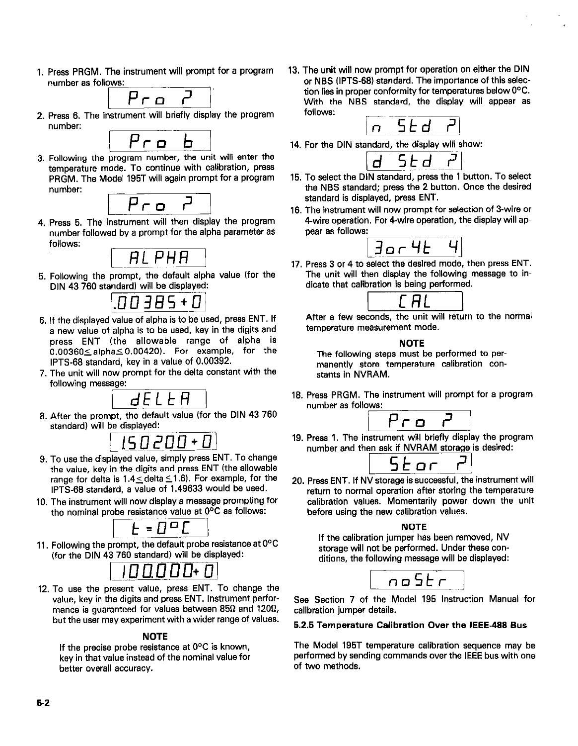1. Press PRGM. The instrument will prompt for a program number as follows:

   `Pro ?`

2. Press 6. The instrument will briefly display the program number:

   `Pro 6`

3. Following the program number, the unit will enter the temperature mode. To continue with calibration, press PRGM. The Model 195T will again prompt for a program number:

   `Pro ?`

4. Press 5. The instrument will then display the program number followed by a prompt for the alpha parameter as follows:

   `ALPHA`

5. Following the prompt, the default alpha value (for the DIN 43 760 standard) will be displayed:

   `.003850+0`

6. If the displayed value of alpha is to be used, press ENT. If a new value of alpha is to be used, key in the digits and press ENT (the allowable range of alpha is 0.00360≤alpha≤0.00420). For example, for the IPTS-68 standard, key in a value of 0.00392.

7. The unit will now prompt for the delta constant with the following message:

   `dELtA`

8. After the prompt, the default value (for the DIN 43 760 standard) will be displayed:

   `1.50200+0`

9. To use the displayed value, simply press ENT. To change the value, key in the digits and press ENT (the allowable range for delta is 1.4≤delta≤1.6). For example, for the IPTS-68 standard, a value of 1.49633 would be used.

10. The instrument will now display a message prompting for the nominal probe resistance value at 0°C as follows:

    `t=0°C`

11. Following the prompt, the default probe resistance at 0°C (for the DIN 43 760 standard) will be displayed:

    `100.000+0`

12. To use the present value, press ENT. To change the value, key in the digits and press ENT. Instrument performance is guaranteed for values between 85Ω and 120Ω, but the user may experiment with a wider range of values.

    **NOTE**

    If the precise probe resistance at 0°C is known, key in that value instead of the nominal value for better overall accuracy.

13. The unit will now prompt for operation on either the DIN or NBS (IPTS-68) standard. The importance of this selection lies in proper conformity for temperatures below 0°C. With the NBS standard, the display will appear as follows:

    `n Std ?`

14. For the DIN standard, the display will show:

    `d Std ?`

15. To select the DIN standard, press the 1 button. To select the NBS standard; press the 2 button. Once the desired standard is displayed, press ENT.

16. The instrument will now prompt for selection of 3-wire or 4-wire operation. For 4-wire operation, the display will appear as follows:

    `3or4t 4`

17. Press 3 or 4 to select the desired mode, then press ENT. The unit will then display the following message to indicate that calibration is being performed.

    `CAL`

    After a few seconds, the unit will return to the normal temperature measurement mode.

    **NOTE**

    The following steps must be performed to permanently store temperature calibration constants in NVRAM.

18. Press PRGM. The instrument will prompt for a program number as follows:

    `Pro ?`

19. Press 1. The instrument will briefly display the program number and then ask if NVRAM storage is desired:

    `Stor ?`

20. Press ENT. If NV storage is successful, the instrument will return to normal operation after storing the temperature calibration values. Momentarily power down the unit before using the new calibration values.

    **NOTE**

    If the calibration jumper has been removed, NV storage will not be performed. Under these conditions, the following message will be displayed:

    `noStr`

See Section 7 of the Model 195 Instruction Manual for calibration jumper details.

**5.2.5 Temperature Calibration Over the IEEE-488 Bus**

The Model 195T temperature calibration sequence may be performed by sending commands over the IEEE bus with one of two methods.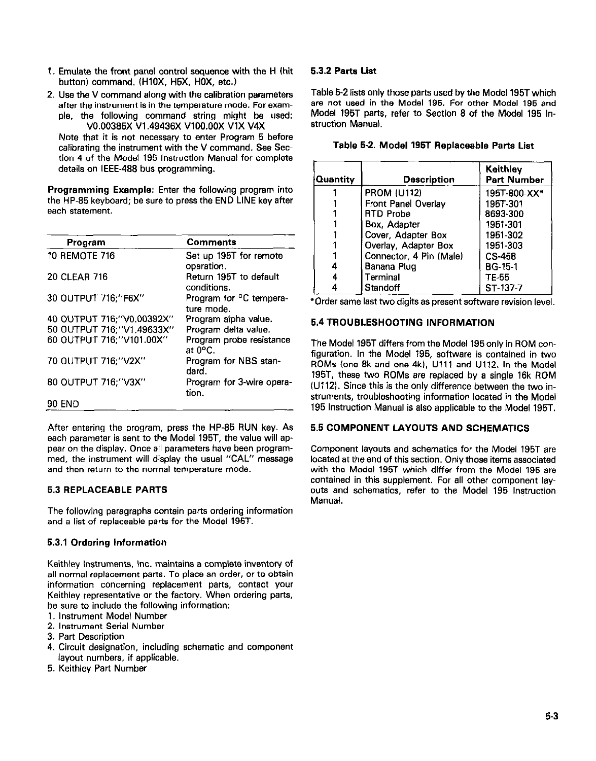1. Emulate the front panel control sequence with the H (hit button) command. (H10X, H5X, H0X, etc.)
2. Use the V command along with the calibration parameters after the instrument is in the temperature mode. For example, the following command string might be used:
   V0.00385X V1.49436X V100.00X V1X V4X

   Note that it is not necessary to enter Program 5 before calibrating the instrument with the V command. See Section 4 of the Model 195 Instruction Manual for complete details on IEEE-488 bus programming.

**Programming Example:** Enter the following program into the HP-85 keyboard; be sure to press the END LINE key after each statement.

| Program | Comments |
|---|---|
| 10 REMOTE 716 | Set up 195T for remote operation. |
| 20 CLEAR 716 | Return 195T to default conditions. |
| 30 OUTPUT 716;"F6X" | Program for °C temperature mode. |
| 40 OUTPUT 716;"V0.00392X" | Program alpha value. |
| 50 OUTPUT 716;"V1.49633X" | Program delta value. |
| 60 OUTPUT 716;"V101.00X" | Program probe resistance at 0°C. |
| 70 OUTPUT 716;"V2X" | Program for NBS standard. |
| 80 OUTPUT 716;"V3X" | Program for 3-wire operation. |
| 90 END | |

After entering the program, press the HP-85 RUN key. As each parameter is sent to the Model 195T, the value will appear on the display. Once all parameters have been programmed, the instrument will display the usual "CAL" message and then return to the normal temperature mode.

## 5.3 REPLACEABLE PARTS

The following paragraphs contain parts ordering information and a list of replaceable parts for the Model 195T.

### 5.3.1 Ordering Information

Keithley Instruments, Inc. maintains a complete inventory of all normal replacement parts. To place an order, or to obtain information concerning replacement parts, contact your Keithley representative or the factory. When ordering parts, be sure to include the following information:

1. Instrument Model Number
2. Instrument Serial Number
3. Part Description
4. Circuit designation, including schematic and component layout numbers, if applicable.
5. Keithley Part Number

### 5.3.2 Parts List

Table 5-2 lists only those parts used by the Model 195T which are not used in the Model 195. For other Model 195 and Model 195T parts, refer to Section 8 of the Model 195 Instruction Manual.

**Table 5-2. Model 195T Replaceable Parts List**

| Quantity | Description | Keithley Part Number |
|---|---|---|
| 1 | PROM (U112) | 195T-800-XX* |
| 1 | Front Panel Overlay | 195T-301 |
| 1 | RTD Probe | 8693-300 |
| 1 | Box, Adapter | 1951-301 |
| 1 | Cover, Adapter Box | 1951-302 |
| 1 | Overlay, Adapter Box | 1951-303 |
| 1 | Connector, 4 Pin (Male) | CS-458 |
| 4 | Banana Plug | BG-15-1 |
| 4 | Terminal | TE-65 |
| 4 | Standoff | ST-137-7 |

*Order same last two digits as present software revision level.

## 5.4 TROUBLESHOOTING INFORMATION

The Model 195T differs from the Model 195 only in ROM configuration. In the Model 195, software is contained in two ROMs (one 8k and one 4k), U111 and U112. In the Model 195T, these two ROMs are replaced by a single 16k ROM (U112). Since this is the only difference between the two instruments, troubleshooting information located in the Model 195 Instruction Manual is also applicable to the Model 195T.

## 5.5 COMPONENT LAYOUTS AND SCHEMATICS

Component layouts and schematics for the Model 195T are located at the end of this section. Only those items associated with the Model 195T which differ from the Model 195 are contained in this supplement. For all other component layouts and schematics, refer to the Model 195 Instruction Manual.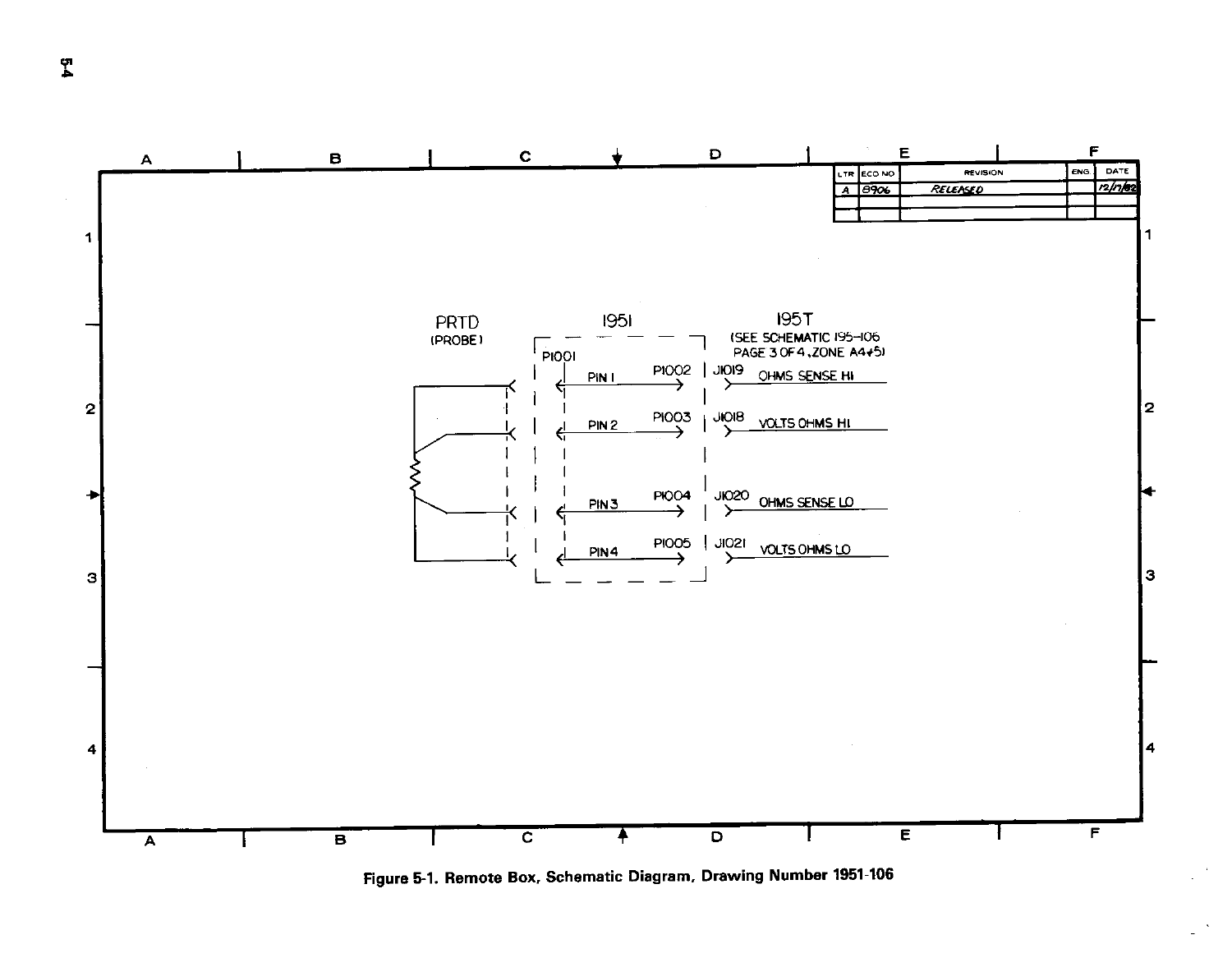| LTR | ECO NO | REVISION | ENG. | DATE |
|---|---|---|---|---|
| A | 8906 | RELEASED | | 12/17/82 |

PRTD (PROBE)

1951

195T (SEE SCHEMATIC 195-106 PAGE 3 OF 4, ZONE A4+5)

P1001

| 1951 Pin | 1951 Connector | 195T Connector | 195T Signal |
|---|---|---|---|
| PIN 1 | P1002 | J1019 | OHMS SENSE HI |
| PIN 2 | P1003 | J1018 | VOLTS OHMS HI |
| PIN 3 | P1004 | J1020 | OHMS SENSE LO |
| PIN 4 | P1005 | J1021 | VOLTS OHMS LO |

Figure 5-1. Remote Box, Schematic Diagram, Drawing Number 1951-106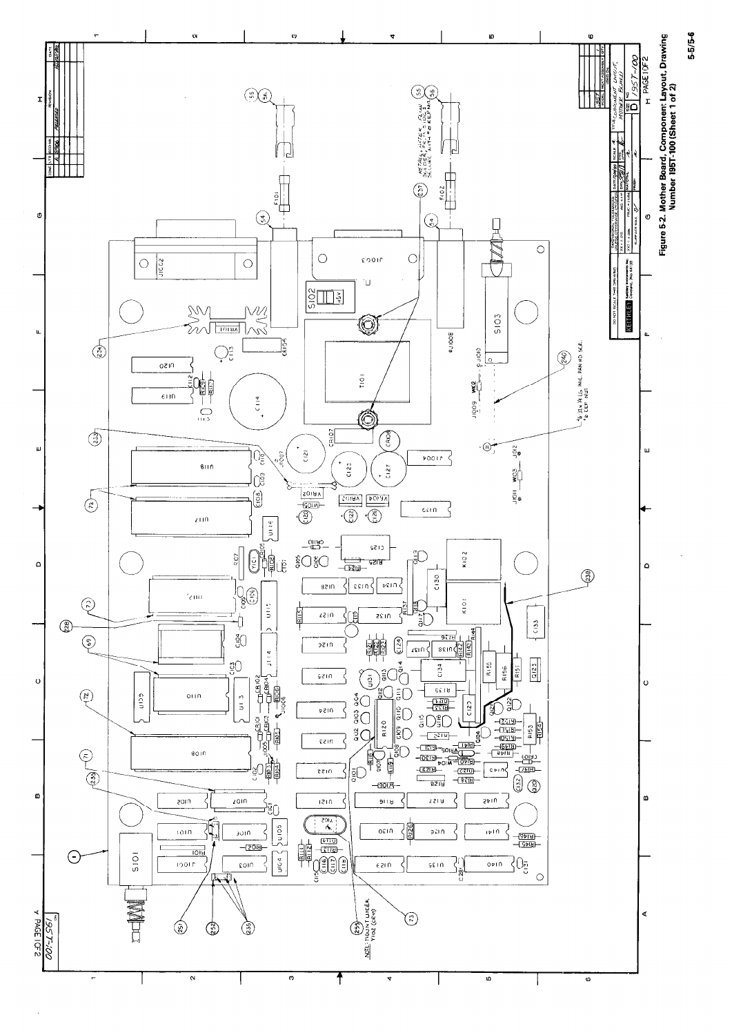Figure 5-2. Mother Board, Component Layout, Drawing Number 195T-100 (Sheet 1 of 2)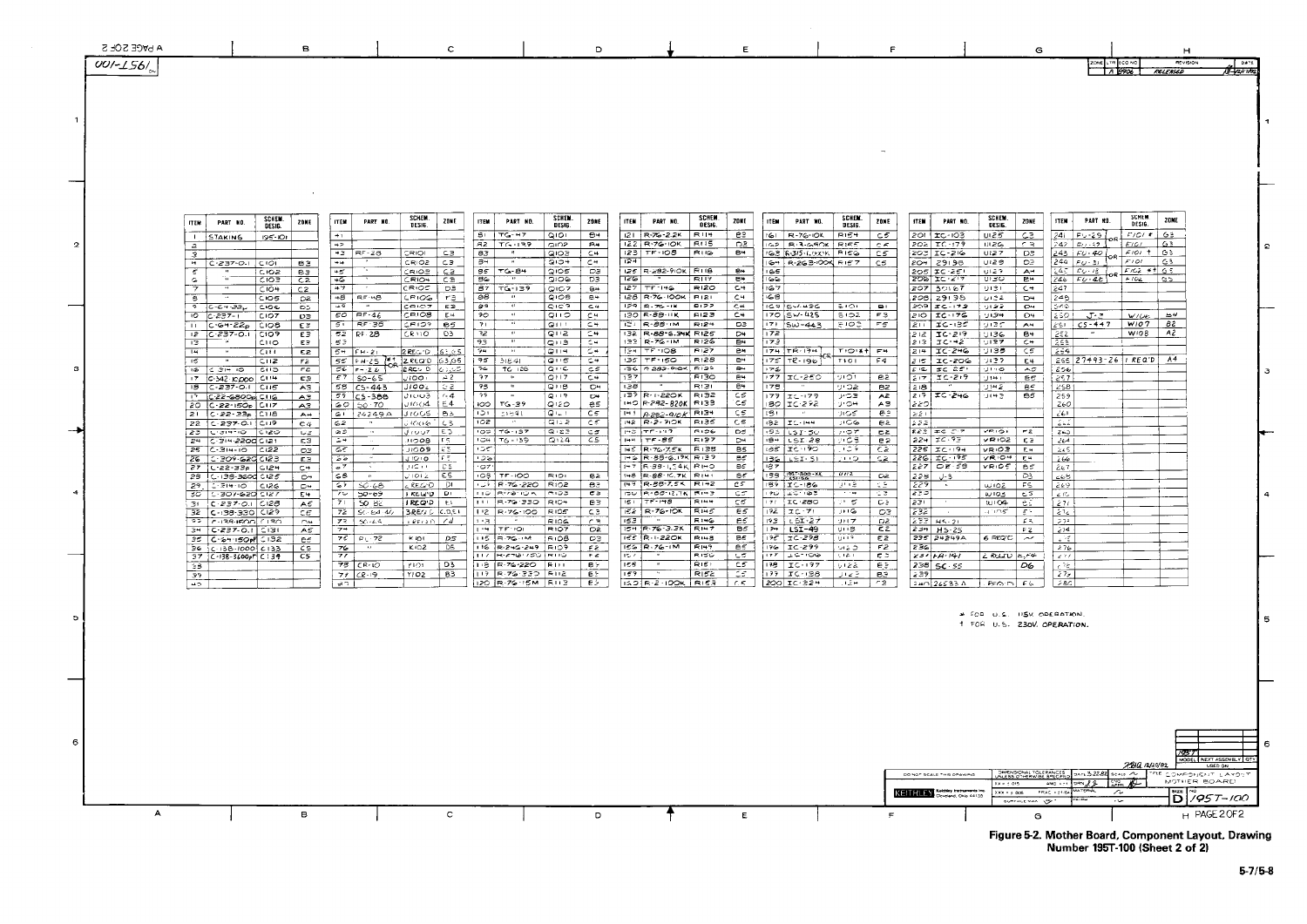| ITEM | PART NO. | SCHEM. DESIG. | ZONE |
|---|---|---|---|
| 1 | STAKING | 195-101 | |
| 2 | | | |
| 3 | | | |
| 4 | C-237-0.1 | C101 | B3 |
| 5 | " | C102 | B3 |
| 6 | " | C103 | C2 |
| 7 | " | C104 | C2 |
| 8 | " | C105 | D2 |
| 9 | C-64-33p | C106 | D5 |
| 10 | C-237-1 | C107 | D3 |
| 11 | C-64-22p | C108 | E3 |
| 12 | C-237-0.1 | C109 | E3 |
| 13 | " | C110 | E3 |
| 14 | " | C111 | E2 |
| 15 | " | C112 | F2 |
| 16 | C-314-10 | C113 | F6 |
| 17 | C-342-10,000 | C114 | E3 |
| 18 | C-237-0.1 | C115 | A3 |
| 19 | C-22-6800p | C116 | A3 |
| 20 | C-22-150p | C117 | A3 |
| 21 | C-22-33p | C118 | A4 |
| 22 | C-237-0.1 | C119 | C4 |
| 23 | C-314-10 | C120 | C2 |
| 24 | C-314-2200 | C121 | E3 |
| 25 | C-314-10 | C122 | D2 |
| 26 | C-309-620 | C123 | E3 |
| 27 | C-22-33p | C124 | C4 |
| 28 | C-138-3600 | C125 | D4 |
| 29 | C-314-10 | C126 | D4 |
| 30 | C-307-620 | C127 | E4 |
| 31 | C-237-0.1 | C128 | A5 |
| 32 | C-138-330 | C129 | C6 |
| 33 | C-138-1600 | C130 | D4 |
| 34 | C-237-0.1 | C131 | A5 |
| 35 | C-64-150pF | C132 | B6 |
| 36 | C-138-1000 | C133 | C5 |
| 37 | C-138-3600pF | C134 | C5 |
| 38 | | | |
| 39 | | | |
| 40 | | | |

| ITEM | PART NO. | SCHEM. DESIG. | ZONE |
|---|---|---|---|
| 41 | | | |
| 42 | | | |
| 43 | RF-28 | CR101 | C3 |
| 44 | " | CR102 | C3 |
| 45 | " | CR103 | C2 |
| 46 | " | CR104 | C3 |
| 47 | " | CR105 | D3 |
| 48 | RF-48 | CR106 | F3 |
| 49 | " | CR107 | E3 |
| 50 | RF-46 | CR108 | E4 |
| 51 | RF-35 | CR109 | B5 |
| 52 | RF-28 | CR110 | D3 |
| 53 | | | |
| 54 | FH-21 | 2 REQ'D | G3,G5 |
| 55 | FH-25 (OR) | 2 REQ'D | G3,G5 |
| 56 | F-26 | 2 REQ'D | G3,G5 |
| 57 | SO-65 | J1001 | A2 |
| 58 | CS-443 | J1002 | C2 |
| 59 | CS-388 | J1003 | C4 |
| 60 | SO-70 | J1004 | E4 |
| 61 | 24249A | J1005 | B6 |
| 62 | " | J1006 | C3 |
| 63 | " | J1007 | E3 |
| 64 | " | J1008 | F5 |
| 65 | " | J1009 | E3 |
| 66 | " | J1010 | F5 |
| 67 | " | J1011 | C5 |
| 68 | " | J1012 | E5 |
| 69 | SO-68 | 2 REQ'D | D1 |
| 70 | SO-69 | 1 REQ'D | D1 |
| 71 | SO-82 | 1 REQ'D | E1 |
| 72 | SO-84-40 | 3 REQ'D | C1,E1 |
| 73 | SC-65 | 1 REQ'D | F4 |
| 74 | | | |
| 75 | PL-72 | K101 | D5 |
| 76 | " | K102 | D5 |
| 77 | | | |
| 78 | CR-10 | Y101 | D3 |
| 79 | CR-19 | Y102 | B3 |
| 80 | | | |

| ITEM | PART NO. | SCHEM. DESIG. | ZONE |
|---|---|---|---|
| 81 | TG-47 | Q101 | B4 |
| 82 | TG-139 | Q102 | B4 |
| 83 | " | Q103 | C4 |
| 84 | " | Q104 | C4 |
| 85 | TG-84 | Q105 | D3 |
| 86 | " | Q106 | D3 |
| 87 | TG-139 | Q107 | B4 |
| 88 | " | Q108 | B4 |
| 89 | " | Q109 | C4 |
| 90 | " | Q110 | C4 |
| 91 | " | Q111 | C4 |
| 92 | " | Q112 | C4 |
| 93 | " | Q113 | C4 |
| 94 | " | Q114 | C4 |
| 95 | 31841 | Q115 | C4 |
| 96 | TG-128 | Q116 | C5 |
| 97 | " | Q117 | C4 |
| 98 | " | Q118 | D4 |
| 99 | " | Q119 | D4 |
| 100 | TG-39 | Q120 | B5 |
| 101 | 31841 | Q121 | C5 |
| 102 | " | Q122 | C5 |
| 103 | TG-137 | Q123 | C5 |
| 104 | TG-139 | Q124 | C5 |
| 105 | | | |
| 106 | | | |
| 107 | | | |
| 108 | TF-100 | R101 | B2 |
| 109 | R-76-220 | R102 | B3 |
| 110 | R-76-10K | R103 | E3 |
| 111 | R-76-330 | R104 | B3 |
| 112 | R-76-100 | R105 | C3 |
| 113 | " | R106 | C3 |
| 114 | TF-101 | R107 | D2 |
| 115 | R-76-1M | R108 | D3 |
| 116 | R-246-249 | R109 | E2 |
| 117 | R-246-150 | R110 | F2 |
| 118 | R-76-220 | R111 | B7 |
| 119 | R-76-330 | R112 | B3 |
| 120 | R-76-15M | R113 | B3 |

| ITEM | PART NO. | SCHEM. DESIG. | ZONE |
|---|---|---|---|
| 121 | R-76-2.2K | R114 | B2 |
| 122 | R-76-10K | R115 | D3 |
| 123 | TF-108 | R116 | B4 |
| 124 | | | |
| 125 | R-282-910K | R118 | B4 |
| 126 | | R117 | B4 |
| 127 | TF-146 | R120 | C4 |
| 128 | R-76-100K | R121 | C4 |
| 129 | R-76-1K | R122 | C4 |
| 130 | R-88-11K | R123 | C4 |
| 131 | R-88-1M | R124 | D3 |
| 132 | R-88-6.34K | R125 | D4 |
| 133 | R-76-1M | R126 | B4 |
| 134 | TF-108 | R127 | B4 |
| 135 | TF-150 | R128 | B4 |
| 136 | R-282-910K | R129 | B4 |
| 137 | " | R130 | B4 |
| 138 | " | R131 | B4 |
| 139 | R-1-220K | R132 | C5 |
| 140 | R-292-820K | R133 | C5 |
| 141 | R-282-910K | R134 | C5 |
| 142 | R-2-910K | R135 | C5 |
| 143 | TF-117 | R136 | D5 |
| 144 | TF-88 | R137 | D4 |
| 145 | R-76-7.5K | R138 | B5 |
| 146 | R-88-6.19K | R139 | B5 |
| 147 | R-88-1.54K | R140 | B5 |
| 148 | R-88-16.7K | R141 | B5 |
| 149 | R-88-7.5K | R142 | C5 |
| 150 | R-88-12.1K | R143 | C5 |
| 151 | TF-148 | R144 | C5 |
| 152 | R-76-10K | R145 | E5 |
| 153 | " | R146 | E5 |
| 154 | R-76-3.3K | R147 | B5 |
| 155 | R-1-220K | R148 | B5 |
| 156 | R-76-1M | R149 | B5 |
| 157 | " | R150 | C5 |
| 158 | " | R151 | C5 |
| 159 | " | R152 | C5 |
| 160 | R-2-100K | R153 | C6 |

| ITEM | PART NO. | SCHEM. DESIG. | ZONE |
|---|---|---|---|
| 161 | R-76-10K | R154 | C5 |
| 162 | R-3-680K | R155 | C6 |
| 163 | R-315-1.0K | R156 | C5 |
| 164 | R-263-100K | R157 | C5 |
| 165 | | | |
| 166 | | | |
| 167 | | | |
| 168 | | | |
| 169 | SW-426 | S101 | B1 |
| 170 | SW-425 | S102 | F3 |
| 171 | SW-443 | S103 | F5 |
| 172 | | | |
| 173 | | | |
| 174 | TR-194 (OR) | T101‡ | F4 |
| 175 | TR-196 | T101 | F4 |
| 176 | | | |
| 177 | IC-250 | U101 | B2 |
| 178 | " | U102 | B2 |
| 179 | IC-177 | U103 | A2 |
| 180 | IC-272 | U104 | A3 |
| 181 | " | U105 | B3 |
| 182 | IC-144 | U106 | B2 |
| 183 | LSI-50 | U107 | B2 |
| 184 | LSI-28 | U108 | B2 |
| 185 | IC-170 | U109 | C2 |
| 186 | LSI-51 | U110 | C2 |
| 187 | | | |
| 188 | 195T-500-XX | U112 | D2 |
| 189 | IC-186 | U113 | C3 |
| 190 | IC-183 | U114 | C3 |
| 191 | IC-280 | U115 | C3 |
| 192 | IC-71 | U116 | D3 |
| 193 | LSI-27 | U117 | D2 |
| 194 | LSI-49 | U118 | E2 |
| 195 | IC-278 | U119 | E2 |
| 196 | IC-299 | U120 | F2 |
| 197 | IC-106 | U121 | E3 |
| 198 | IC-177 | U122 | E3 |
| 199 | IC-138 | U123 | B3 |
| 200 | IC-324 | U124 | C3 |

| ITEM | PART NO. | SCHEM. DESIG. | ZONE |
|---|---|---|---|
| 201 | IC-103 | U125 | C3 |
| 202 | IC-179 | U126 | C3 |
| 203 | IC-216 | U127 | D3 |
| 204 | 29198 | U128 | D2 |
| 205 | IC-251 | U129 | A4 |
| 206 | IC-217 | U130 | B4 |
| 207 | 30167 | U131 | C4 |
| 208 | 29195 | U132 | D4 |
| 209 | IC-179 | U133 | D4 |
| 210 | IC-176 | U134 | D4 |
| 211 | IC-135 | U135 | A4 |
| 212 | IC-219 | U136 | B4 |
| 213 | IC-42 | U137 | C4 |
| 214 | IC-246 | U138 | C5 |
| 215 | IC-206 | U139 | E4 |
| 216 | IC-251 | U140 | A5 |
| 217 | IC-219 | U141 | B5 |
| 218 | " | U142 | B5 |
| 219 | IC-246 | U143 | B5 |
| 220 | | | |
| 221 | | | |
| 222 | | | |
| 223 | IC-17 | VR101 | F2 |
| 224 | IC-95 | VR102 | E3 |
| 225 | IC-194 | VR103 | E4 |
| 226 | IC-195 | VR104 | E4 |
| 227 | CS-59 | VR105 | B5 |
| 228 | J-3 | | D3 |
| 229 | " | W102 | F5 |
| 230 | " | W103 | E5 |
| 231 | " | W104 | C5 |
| 232 | " | W105 | F5 |
| 233 | HS-21 | | F3 |
| 234 | HS-25 | | F2 |
| 235 | 24249A | 6 REQ'D | ~ |
| 236 | | | |
| 237 | FA-141 | 2 REQ'D | E,F4 |
| 238 | SC-55 | | D6 |
| 239 | | | |
| 240 | 26533A | REQ'D | F6 |

| ITEM | PART NO. | SCHEM. DESIG. | ZONE |
|---|---|---|---|
| 241 | FU-29 (OR) | F101 * | G3 |
| 242 | FU-19 | F101 | G3 |
| 243 | FU-40 (OR) | F101 † | G3 |
| 244 | FU-31 | F101 | G3 |
| 245 | FU-18 (OR) | F102 *† | G5 |
| 246 | FU-26 | F102 | G5 |
| 247 | | | |
| 248 | | | |
| 249 | | | |
| 250 | J-3 | W106 | B4 |
| 251 | CS-447 | W107 | B2 |
| 252 | " | W108 | A2 |
| 253 | | | |
| 254 | | | |
| 255 | 27493-26 | 1 REQ'D | A4 |
| 256 | | | |
| 257 | | | |
| 258 | | | |
| 259 | | | |
| 260 | | | |
| 261 | | | |
| 262 | | | |
| 263 | | | |
| 264 | | | |
| 265 | | | |
| 266 | | | |
| 267 | | | |
| 268 | | | |
| 269 | | | |
| 270 | | | |
| 271 | | | |
| 272 | | | |
| 273 | | | |
| 274 | | | |
| 275 | | | |
| 276 | | | |
| 277 | | | |
| 278 | | | |
| 279 | | | |
| 280 | | | |

\* FOR U.S. 115V OPERATION.
† FOR U.S. 230V OPERATION.

PC COMPONENT LAYOUT, MOTHER BOARD — KEITHLEY Keithley Instruments Inc., Cleveland, Ohio 44139 — DWG. NO. 195T-100, SIZE D, PAGE 2 OF 2 — REV. A, RELEASED — DO NOT SCALE THIS DRAWING

**Figure 5-2. Mother Board, Component Layout, Drawing Number 195T-100 (Sheet 2 of 2)**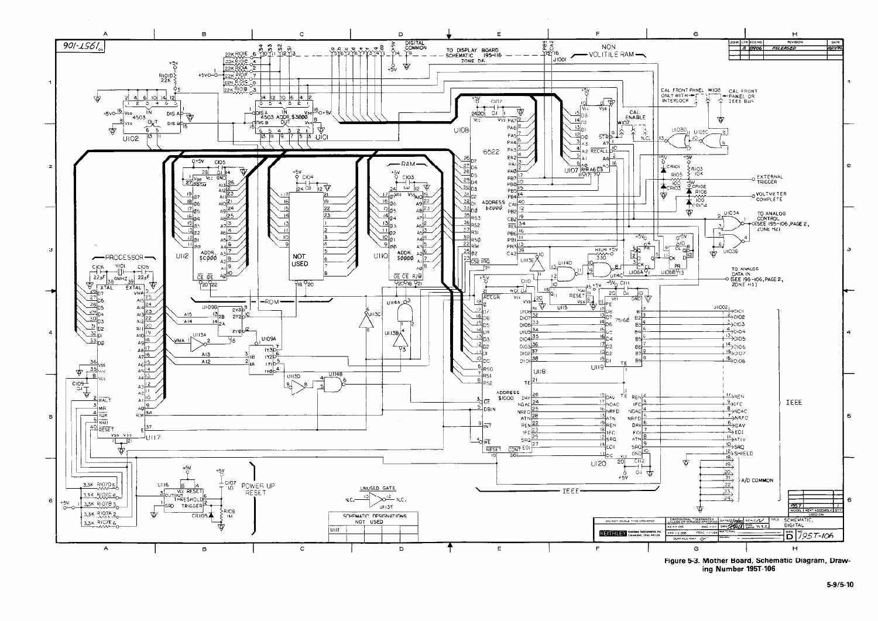**Figure 5-3. Mother Board, Schematic Diagram, Drawing Number 195T-106**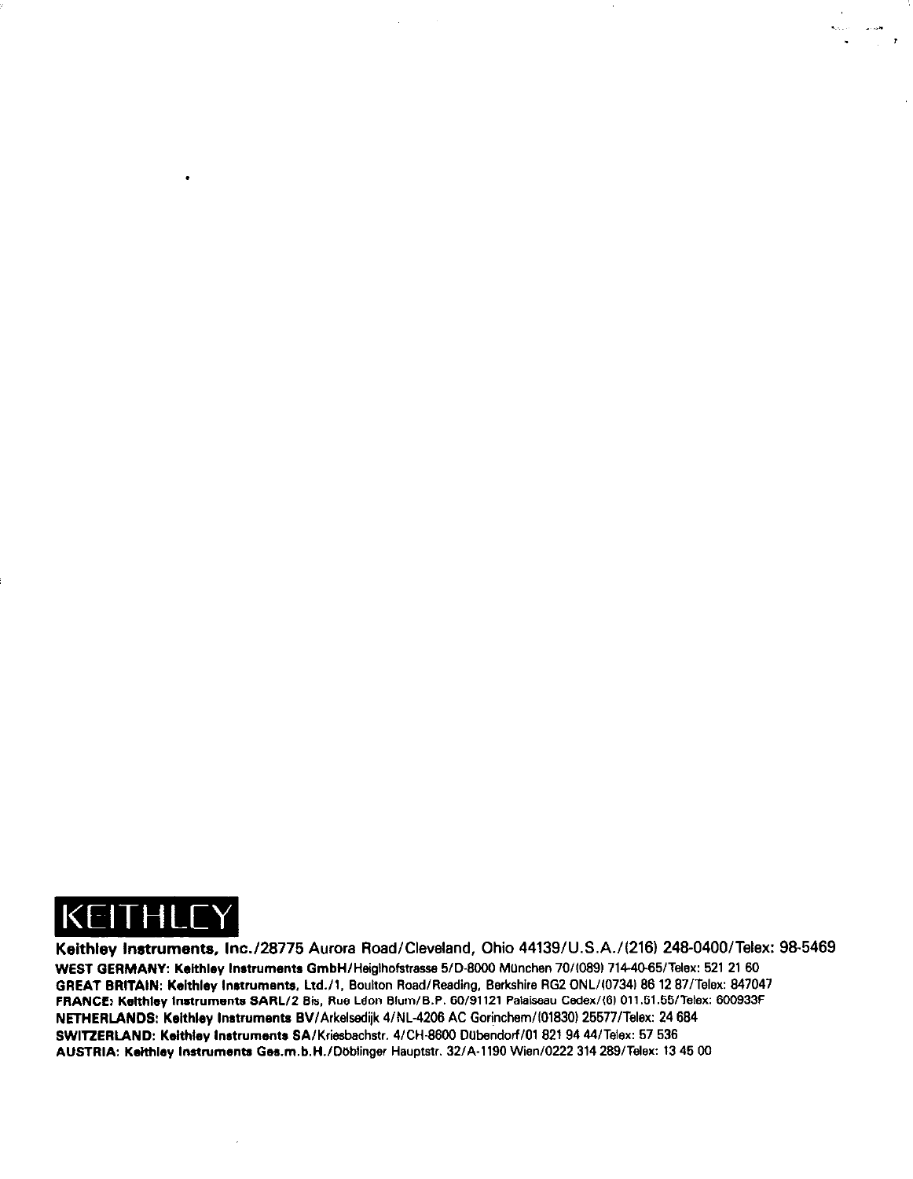KEITHLEY

**Keithley Instruments, Inc.**/28775 Aurora Road/Cleveland, Ohio 44139/U.S.A./(216) 248-0400/Telex: 98-5469

**WEST GERMANY: Keithley Instruments GmbH**/Heiglhofstrasse 5/D-8000 München 70/(089) 714-40-65/Telex: 521 21 60

**GREAT BRITAIN: Keithley Instruments, Ltd.**/1, Boulton Road/Reading, Berkshire RG2 ONL/(0734) 86 12 87/Telex: 847047

**FRANCE: Keithley Instruments SARL**/2 Bis, Rue Léon Blum/B.P. 60/91121 Palaiseau Cedex/(6) 011.51.55/Telex: 600933F

**NETHERLANDS: Keithley Instruments BV**/Arkelsedijk 4/NL-4206 AC Gorinchem/(01830) 25577/Telex: 24 684

**SWITZERLAND: Keithley Instruments SA**/Kriesbachstr. 4/CH-8600 Dübendorf/01 821 94 44/Telex: 57 536

**AUSTRIA: Keithley Instruments Ges.m.b.H.**/Döblinger Hauptstr. 32/A-1190 Wien/0222 314 289/Telex: 13 45 00